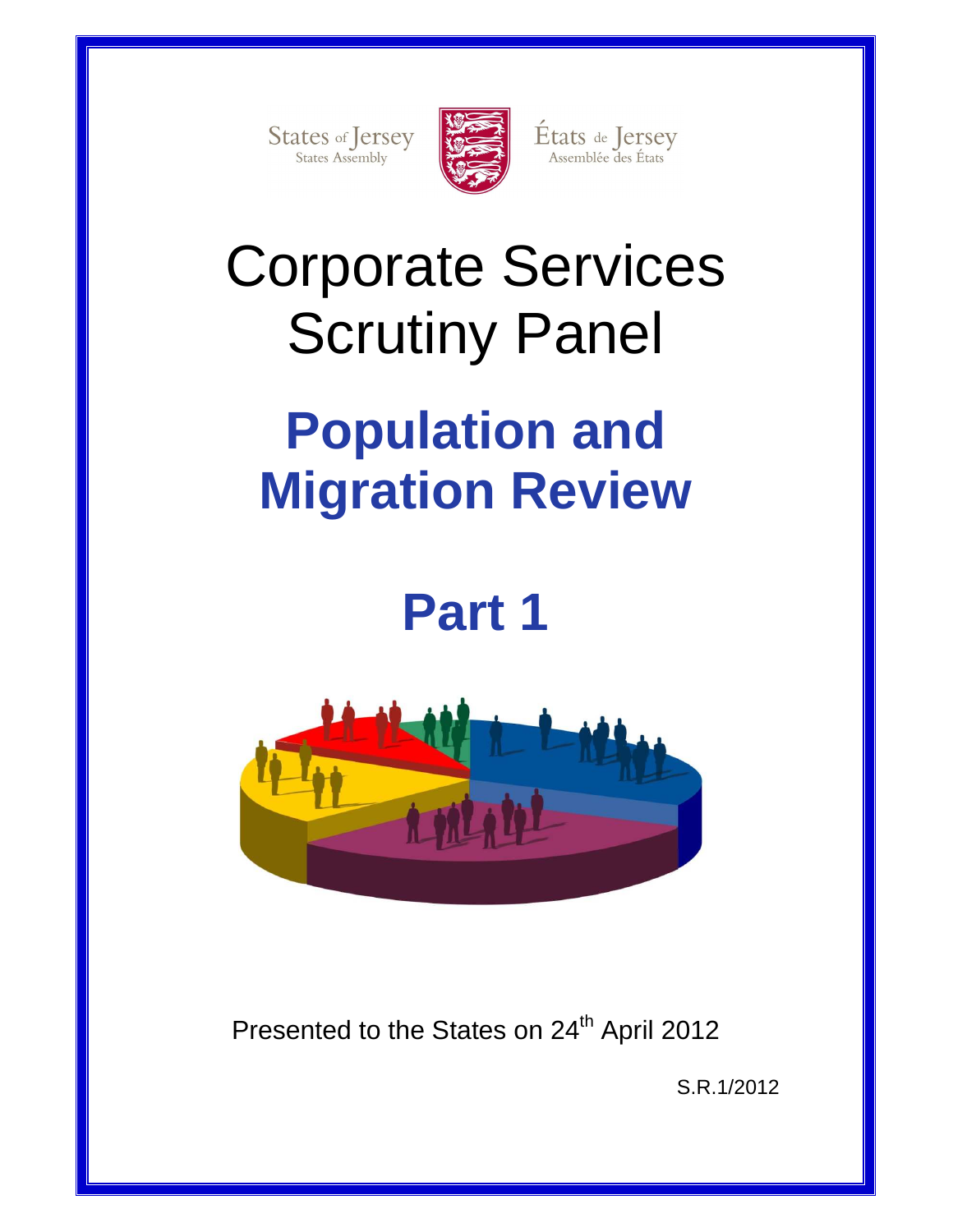States of Jersey
States Assembly

États de Jersey
Assemblée des États

# Corporate Services Scrutiny Panel

# Population and Migration Review

# Part 1

Presented to the States on 24th April 2012

S.R.1/2012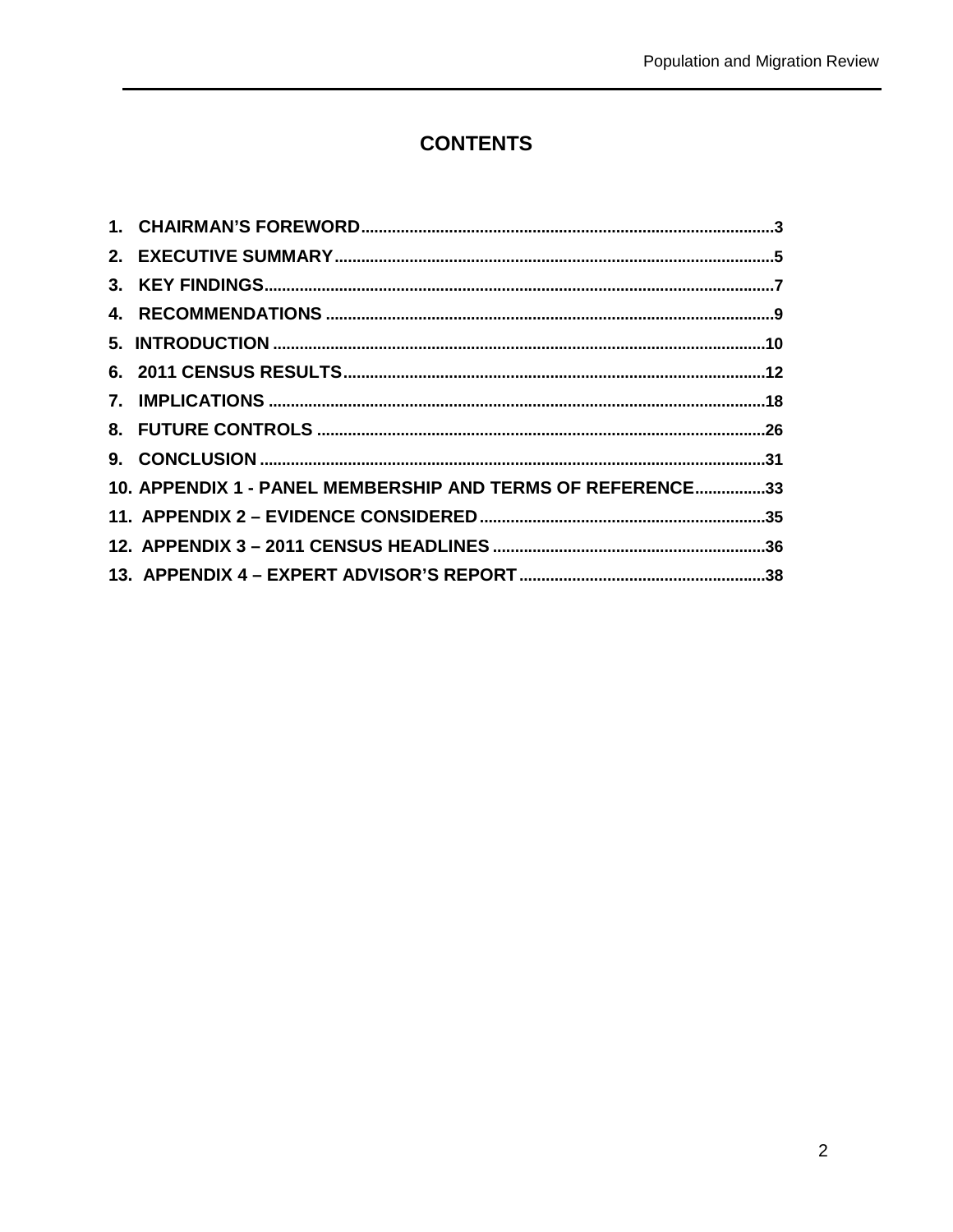# CONTENTS

1. CHAIRMAN'S FOREWORD....................................................................................3
2. EXECUTIVE SUMMARY....................................................................................5
3. KEY FINDINGS....................................................................................................7
4. RECOMMENDATIONS ......................................................................................9
5. INTRODUCTION ..............................................................................................10
6. 2011 CENSUS RESULTS..................................................................................12
7. IMPLICATIONS ................................................................................................18
8. FUTURE CONTROLS ......................................................................................26
9. CONCLUSION ..................................................................................................31
10. APPENDIX 1 - PANEL MEMBERSHIP AND TERMS OF REFERENCE................33
11. APPENDIX 2 – EVIDENCE CONSIDERED.................................................................35
12. APPENDIX 3 – 2011 CENSUS HEADLINES ..............................................................36
13. APPENDIX 4 – EXPERT ADVISOR'S REPORT........................................................38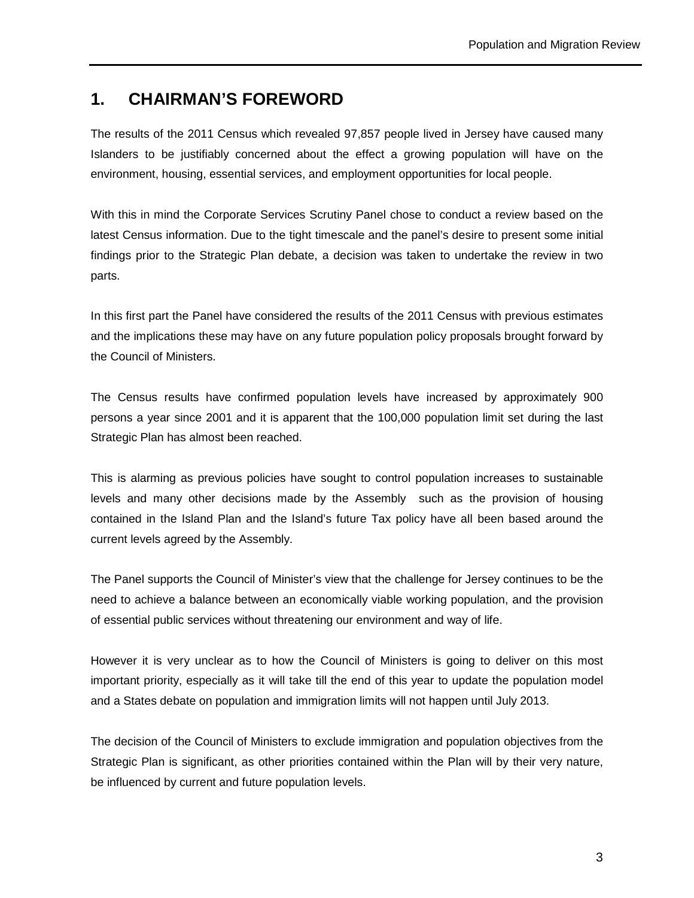# 1. CHAIRMAN'S FOREWORD

The results of the 2011 Census which revealed 97,857 people lived in Jersey have caused many Islanders to be justifiably concerned about the effect a growing population will have on the environment, housing, essential services, and employment opportunities for local people.

With this in mind the Corporate Services Scrutiny Panel chose to conduct a review based on the latest Census information. Due to the tight timescale and the panel's desire to present some initial findings prior to the Strategic Plan debate, a decision was taken to undertake the review in two parts.

In this first part the Panel have considered the results of the 2011 Census with previous estimates and the implications these may have on any future population policy proposals brought forward by the Council of Ministers.

The Census results have confirmed population levels have increased by approximately 900 persons a year since 2001 and it is apparent that the 100,000 population limit set during the last Strategic Plan has almost been reached.

This is alarming as previous policies have sought to control population increases to sustainable levels and many other decisions made by the Assembly such as the provision of housing contained in the Island Plan and the Island's future Tax policy have all been based around the current levels agreed by the Assembly.

The Panel supports the Council of Minister's view that the challenge for Jersey continues to be the need to achieve a balance between an economically viable working population, and the provision of essential public services without threatening our environment and way of life.

However it is very unclear as to how the Council of Ministers is going to deliver on this most important priority, especially as it will take till the end of this year to update the population model and a States debate on population and immigration limits will not happen until July 2013.

The decision of the Council of Ministers to exclude immigration and population objectives from the Strategic Plan is significant, as other priorities contained within the Plan will by their very nature, be influenced by current and future population levels.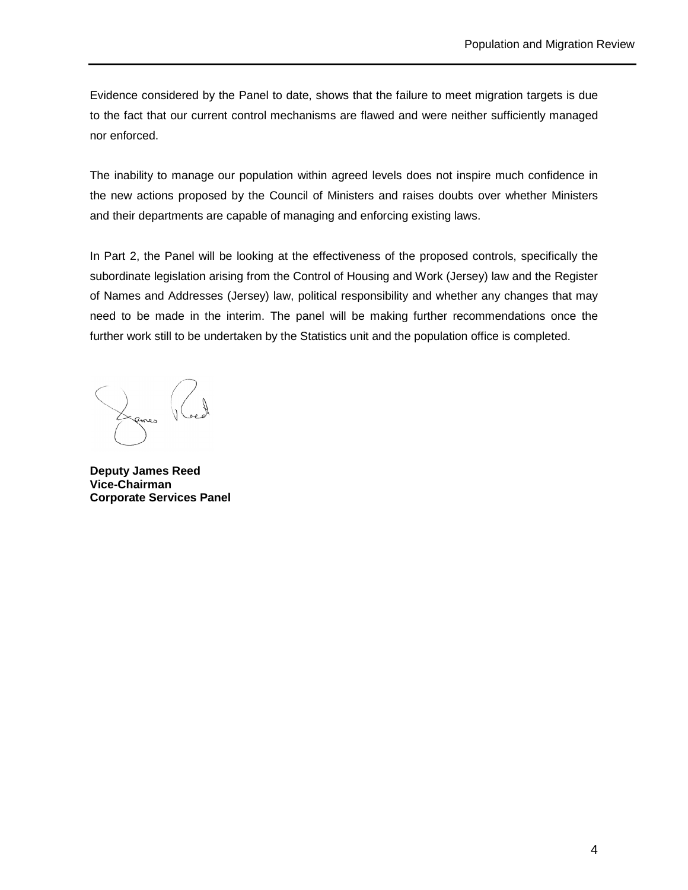Evidence considered by the Panel to date, shows that the failure to meet migration targets is due to the fact that our current control mechanisms are flawed and were neither sufficiently managed nor enforced.

The inability to manage our population within agreed levels does not inspire much confidence in the new actions proposed by the Council of Ministers and raises doubts over whether Ministers and their departments are capable of managing and enforcing existing laws.

In Part 2, the Panel will be looking at the effectiveness of the proposed controls, specifically the subordinate legislation arising from the Control of Housing and Work (Jersey) law and the Register of Names and Addresses (Jersey) law, political responsibility and whether any changes that may need to be made in the interim. The panel will be making further recommendations once the further work still to be undertaken by the Statistics unit and the population office is completed.

**Deputy James Reed**
**Vice-Chairman**
**Corporate Services Panel**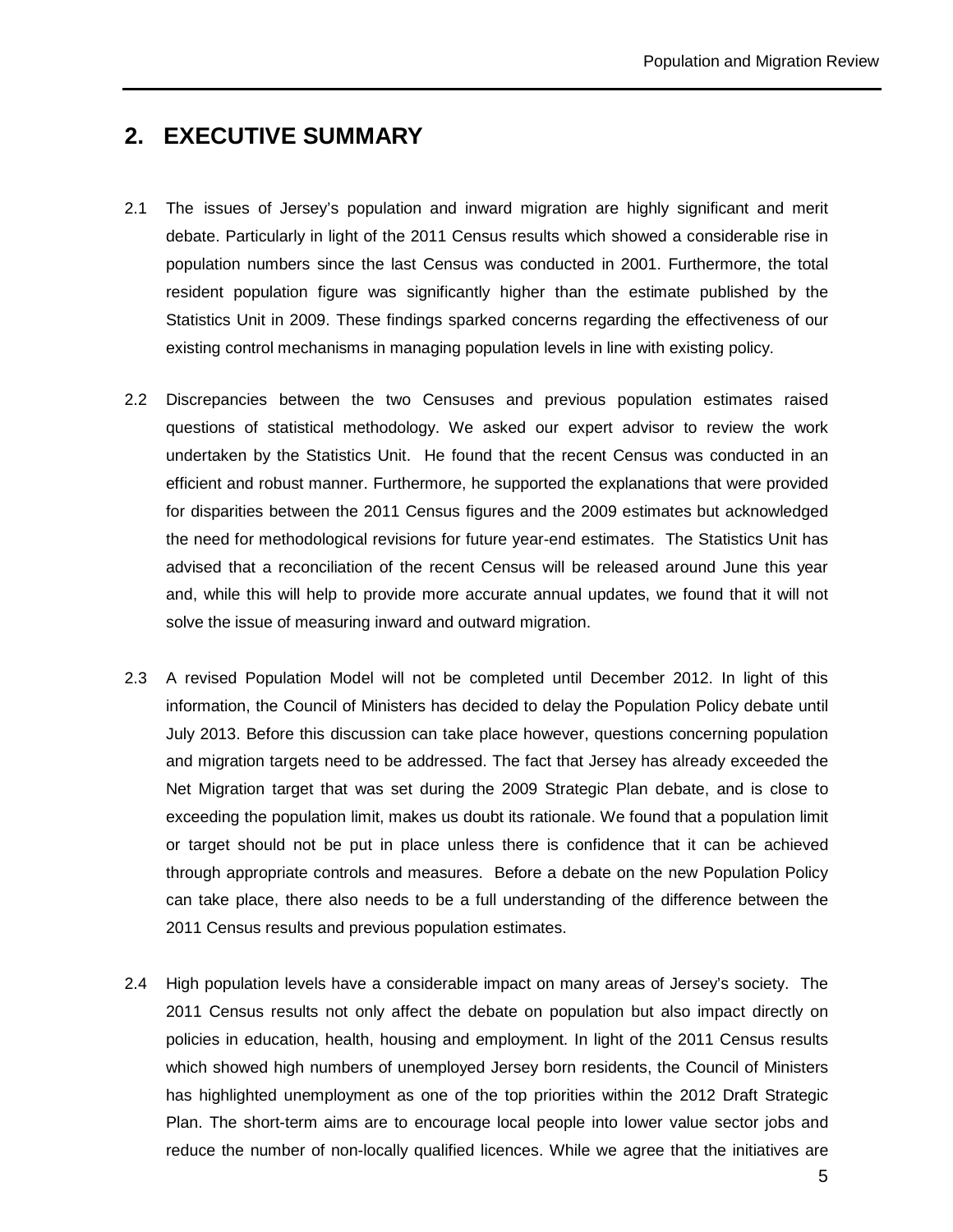## 2. EXECUTIVE SUMMARY

2.1 The issues of Jersey's population and inward migration are highly significant and merit debate. Particularly in light of the 2011 Census results which showed a considerable rise in population numbers since the last Census was conducted in 2001. Furthermore, the total resident population figure was significantly higher than the estimate published by the Statistics Unit in 2009. These findings sparked concerns regarding the effectiveness of our existing control mechanisms in managing population levels in line with existing policy.

2.2 Discrepancies between the two Censuses and previous population estimates raised questions of statistical methodology. We asked our expert advisor to review the work undertaken by the Statistics Unit. He found that the recent Census was conducted in an efficient and robust manner. Furthermore, he supported the explanations that were provided for disparities between the 2011 Census figures and the 2009 estimates but acknowledged the need for methodological revisions for future year-end estimates. The Statistics Unit has advised that a reconciliation of the recent Census will be released around June this year and, while this will help to provide more accurate annual updates, we found that it will not solve the issue of measuring inward and outward migration.

2.3 A revised Population Model will not be completed until December 2012. In light of this information, the Council of Ministers has decided to delay the Population Policy debate until July 2013. Before this discussion can take place however, questions concerning population and migration targets need to be addressed. The fact that Jersey has already exceeded the Net Migration target that was set during the 2009 Strategic Plan debate, and is close to exceeding the population limit, makes us doubt its rationale. We found that a population limit or target should not be put in place unless there is confidence that it can be achieved through appropriate controls and measures. Before a debate on the new Population Policy can take place, there also needs to be a full understanding of the difference between the 2011 Census results and previous population estimates.

2.4 High population levels have a considerable impact on many areas of Jersey's society. The 2011 Census results not only affect the debate on population but also impact directly on policies in education, health, housing and employment. In light of the 2011 Census results which showed high numbers of unemployed Jersey born residents, the Council of Ministers has highlighted unemployment as one of the top priorities within the 2012 Draft Strategic Plan. The short-term aims are to encourage local people into lower value sector jobs and reduce the number of non-locally qualified licences. While we agree that the initiatives are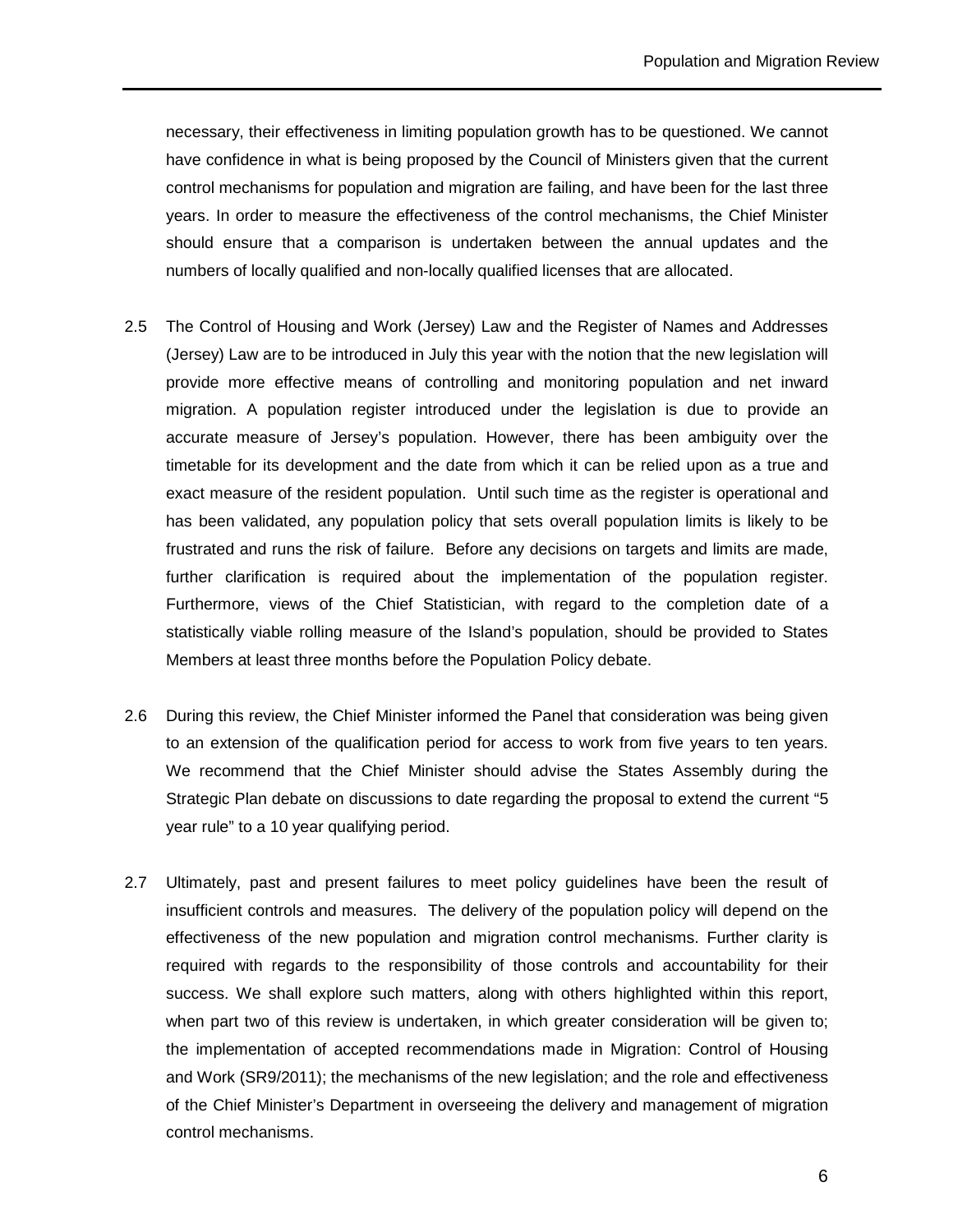necessary, their effectiveness in limiting population growth has to be questioned. We cannot have confidence in what is being proposed by the Council of Ministers given that the current control mechanisms for population and migration are failing, and have been for the last three years. In order to measure the effectiveness of the control mechanisms, the Chief Minister should ensure that a comparison is undertaken between the annual updates and the numbers of locally qualified and non-locally qualified licenses that are allocated.

2.5 The Control of Housing and Work (Jersey) Law and the Register of Names and Addresses (Jersey) Law are to be introduced in July this year with the notion that the new legislation will provide more effective means of controlling and monitoring population and net inward migration. A population register introduced under the legislation is due to provide an accurate measure of Jersey's population. However, there has been ambiguity over the timetable for its development and the date from which it can be relied upon as a true and exact measure of the resident population. Until such time as the register is operational and has been validated, any population policy that sets overall population limits is likely to be frustrated and runs the risk of failure. Before any decisions on targets and limits are made, further clarification is required about the implementation of the population register. Furthermore, views of the Chief Statistician, with regard to the completion date of a statistically viable rolling measure of the Island's population, should be provided to States Members at least three months before the Population Policy debate.

2.6 During this review, the Chief Minister informed the Panel that consideration was being given to an extension of the qualification period for access to work from five years to ten years. We recommend that the Chief Minister should advise the States Assembly during the Strategic Plan debate on discussions to date regarding the proposal to extend the current "5 year rule" to a 10 year qualifying period.

2.7 Ultimately, past and present failures to meet policy guidelines have been the result of insufficient controls and measures. The delivery of the population policy will depend on the effectiveness of the new population and migration control mechanisms. Further clarity is required with regards to the responsibility of those controls and accountability for their success. We shall explore such matters, along with others highlighted within this report, when part two of this review is undertaken, in which greater consideration will be given to; the implementation of accepted recommendations made in Migration: Control of Housing and Work (SR9/2011); the mechanisms of the new legislation; and the role and effectiveness of the Chief Minister's Department in overseeing the delivery and management of migration control mechanisms.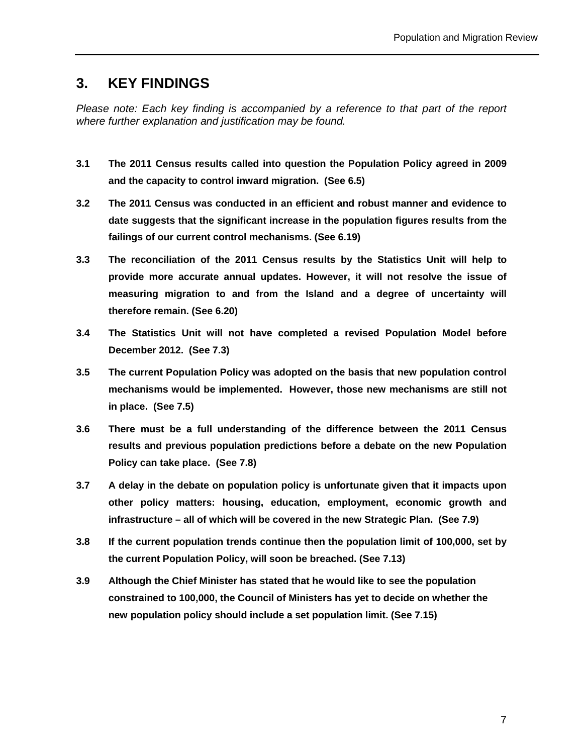## 3. KEY FINDINGS

*Please note: Each key finding is accompanied by a reference to that part of the report where further explanation and justification may be found.*

**3.1 The 2011 Census results called into question the Population Policy agreed in 2009 and the capacity to control inward migration. (See 6.5)**

**3.2 The 2011 Census was conducted in an efficient and robust manner and evidence to date suggests that the significant increase in the population figures results from the failings of our current control mechanisms. (See 6.19)**

**3.3 The reconciliation of the 2011 Census results by the Statistics Unit will help to provide more accurate annual updates. However, it will not resolve the issue of measuring migration to and from the Island and a degree of uncertainty will therefore remain. (See 6.20)**

**3.4 The Statistics Unit will not have completed a revised Population Model before December 2012. (See 7.3)**

**3.5 The current Population Policy was adopted on the basis that new population control mechanisms would be implemented. However, those new mechanisms are still not in place. (See 7.5)**

**3.6 There must be a full understanding of the difference between the 2011 Census results and previous population predictions before a debate on the new Population Policy can take place. (See 7.8)**

**3.7 A delay in the debate on population policy is unfortunate given that it impacts upon other policy matters: housing, education, employment, economic growth and infrastructure – all of which will be covered in the new Strategic Plan. (See 7.9)**

**3.8 If the current population trends continue then the population limit of 100,000, set by the current Population Policy, will soon be breached. (See 7.13)**

**3.9 Although the Chief Minister has stated that he would like to see the population constrained to 100,000, the Council of Ministers has yet to decide on whether the new population policy should include a set population limit. (See 7.15)**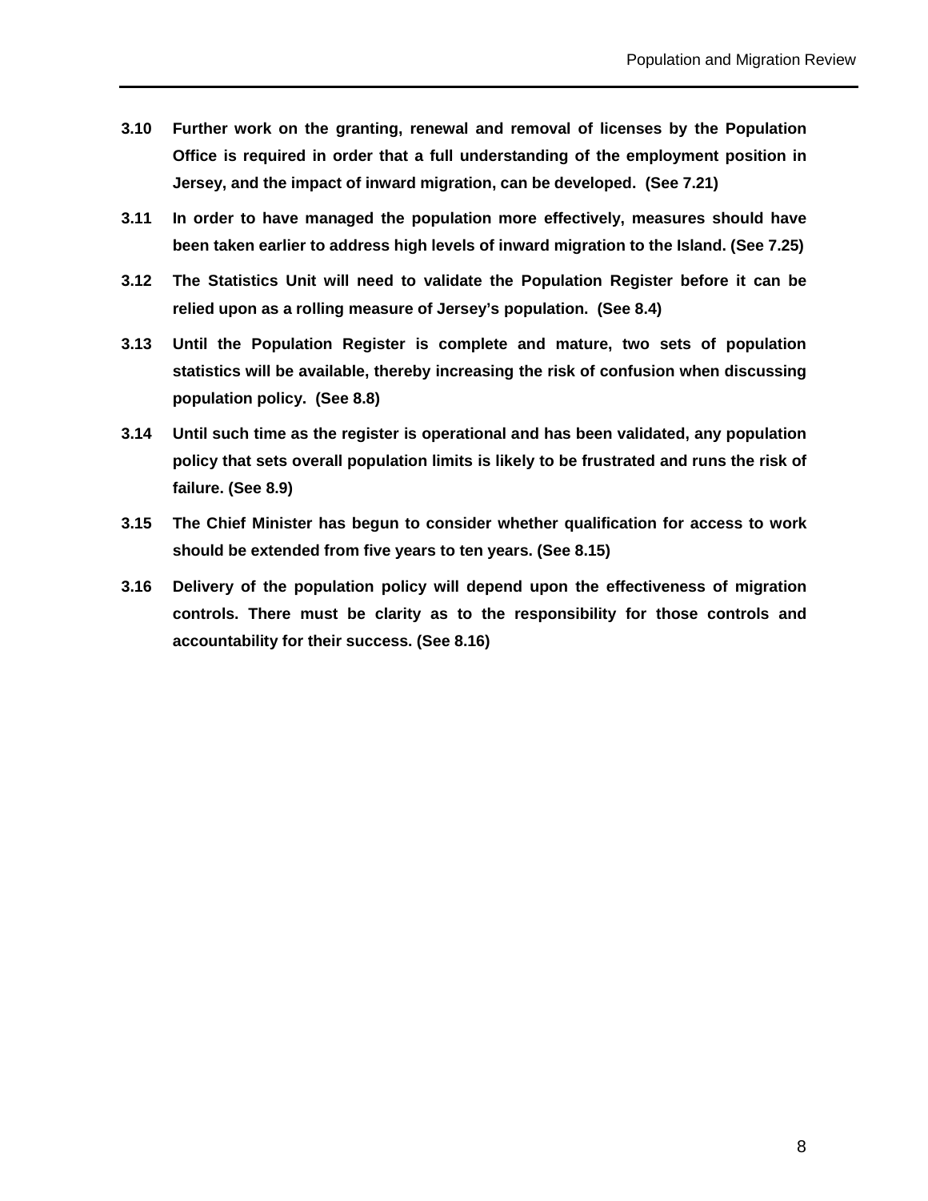**3.10 Further work on the granting, renewal and removal of licenses by the Population Office is required in order that a full understanding of the employment position in Jersey, and the impact of inward migration, can be developed. (See 7.21)**

**3.11 In order to have managed the population more effectively, measures should have been taken earlier to address high levels of inward migration to the Island. (See 7.25)**

**3.12 The Statistics Unit will need to validate the Population Register before it can be relied upon as a rolling measure of Jersey's population. (See 8.4)**

**3.13 Until the Population Register is complete and mature, two sets of population statistics will be available, thereby increasing the risk of confusion when discussing population policy. (See 8.8)**

**3.14 Until such time as the register is operational and has been validated, any population policy that sets overall population limits is likely to be frustrated and runs the risk of failure. (See 8.9)**

**3.15 The Chief Minister has begun to consider whether qualification for access to work should be extended from five years to ten years. (See 8.15)**

**3.16 Delivery of the population policy will depend upon the effectiveness of migration controls. There must be clarity as to the responsibility for those controls and accountability for their success. (See 8.16)**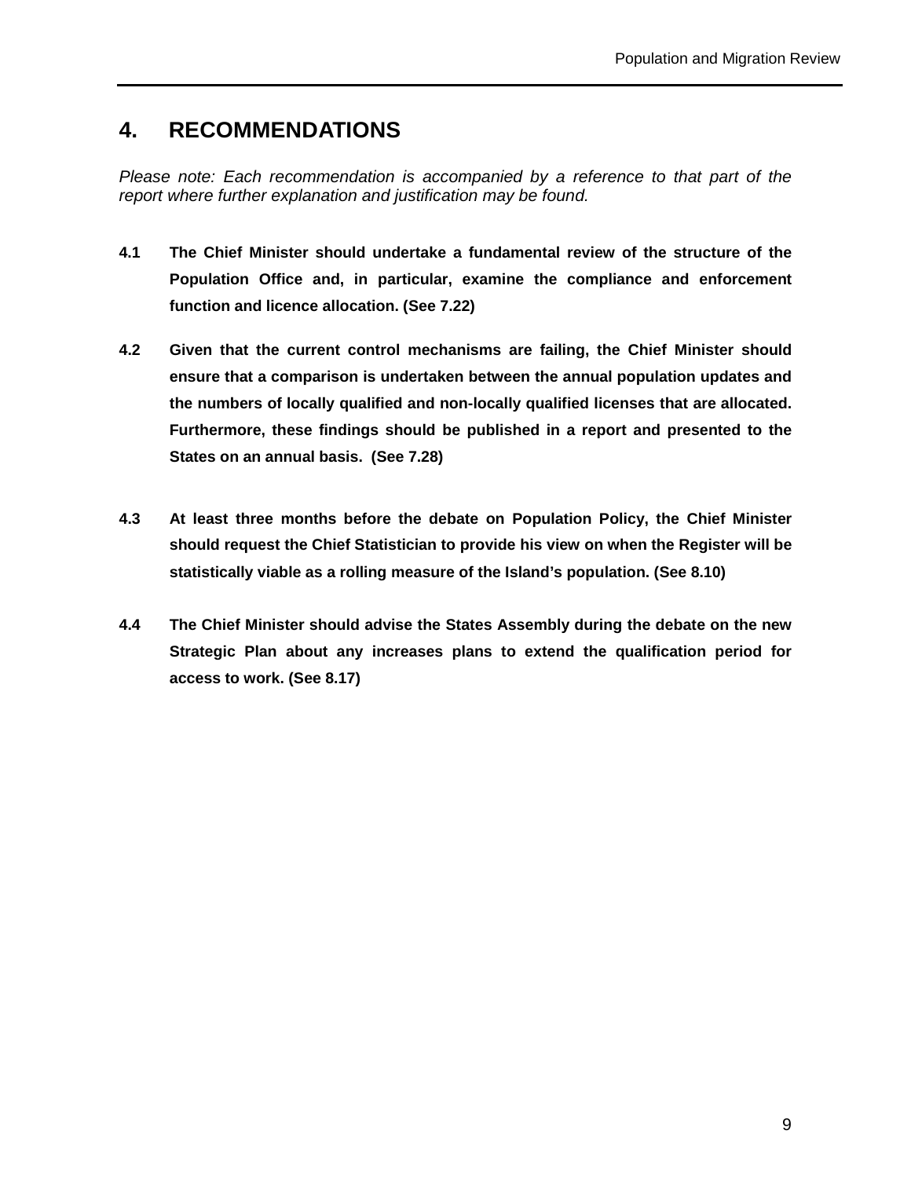## 4. RECOMMENDATIONS

*Please note: Each recommendation is accompanied by a reference to that part of the report where further explanation and justification may be found.*

**4.1 The Chief Minister should undertake a fundamental review of the structure of the Population Office and, in particular, examine the compliance and enforcement function and licence allocation. (See 7.22)**

**4.2 Given that the current control mechanisms are failing, the Chief Minister should ensure that a comparison is undertaken between the annual population updates and the numbers of locally qualified and non-locally qualified licenses that are allocated. Furthermore, these findings should be published in a report and presented to the States on an annual basis. (See 7.28)**

**4.3 At least three months before the debate on Population Policy, the Chief Minister should request the Chief Statistician to provide his view on when the Register will be statistically viable as a rolling measure of the Island's population. (See 8.10)**

**4.4 The Chief Minister should advise the States Assembly during the debate on the new Strategic Plan about any increases plans to extend the qualification period for access to work. (See 8.17)**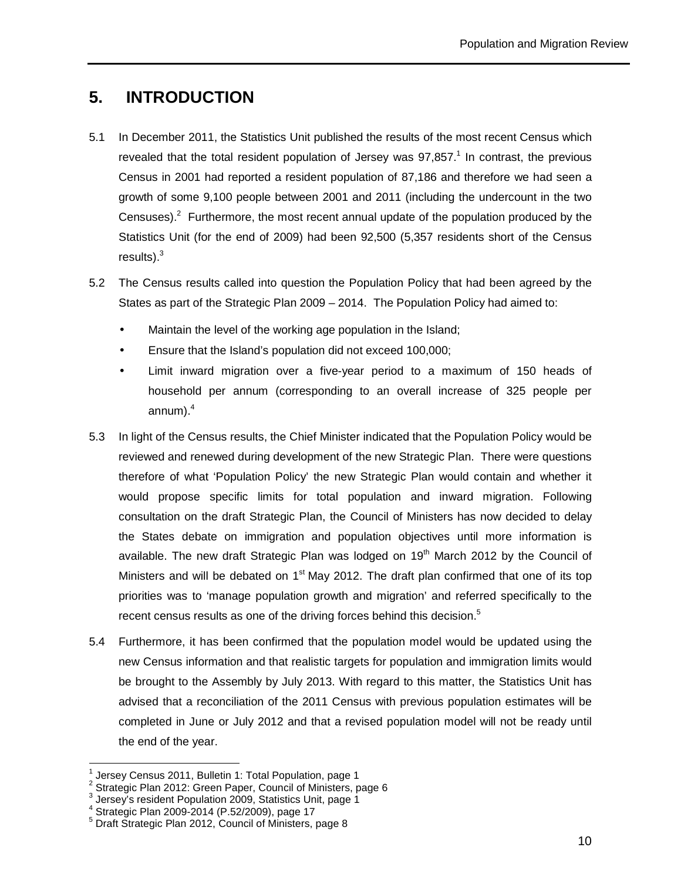## 5. INTRODUCTION

5.1 In December 2011, the Statistics Unit published the results of the most recent Census which revealed that the total resident population of Jersey was 97,857.[1] In contrast, the previous Census in 2001 had reported a resident population of 87,186 and therefore we had seen a growth of some 9,100 people between 2001 and 2011 (including the undercount in the two Censuses).[2] Furthermore, the most recent annual update of the population produced by the Statistics Unit (for the end of 2009) had been 92,500 (5,357 residents short of the Census results).[3]

5.2 The Census results called into question the Population Policy that had been agreed by the States as part of the Strategic Plan 2009 – 2014. The Population Policy had aimed to:

- Maintain the level of the working age population in the Island;
- Ensure that the Island's population did not exceed 100,000;
- Limit inward migration over a five-year period to a maximum of 150 heads of household per annum (corresponding to an overall increase of 325 people per annum).[4]

5.3 In light of the Census results, the Chief Minister indicated that the Population Policy would be reviewed and renewed during development of the new Strategic Plan. There were questions therefore of what 'Population Policy' the new Strategic Plan would contain and whether it would propose specific limits for total population and inward migration. Following consultation on the draft Strategic Plan, the Council of Ministers has now decided to delay the States debate on immigration and population objectives until more information is available. The new draft Strategic Plan was lodged on 19th March 2012 by the Council of Ministers and will be debated on 1st May 2012. The draft plan confirmed that one of its top priorities was to 'manage population growth and migration' and referred specifically to the recent census results as one of the driving forces behind this decision.[5]

5.4 Furthermore, it has been confirmed that the population model would be updated using the new Census information and that realistic targets for population and immigration limits would be brought to the Assembly by July 2013. With regard to this matter, the Statistics Unit has advised that a reconciliation of the 2011 Census with previous population estimates will be completed in June or July 2012 and that a revised population model will not be ready until the end of the year.

[1] Jersey Census 2011, Bulletin 1: Total Population, page 1
[2] Strategic Plan 2012: Green Paper, Council of Ministers, page 6
[3] Jersey's resident Population 2009, Statistics Unit, page 1
[4] Strategic Plan 2009-2014 (P.52/2009), page 17
[5] Draft Strategic Plan 2012, Council of Ministers, page 8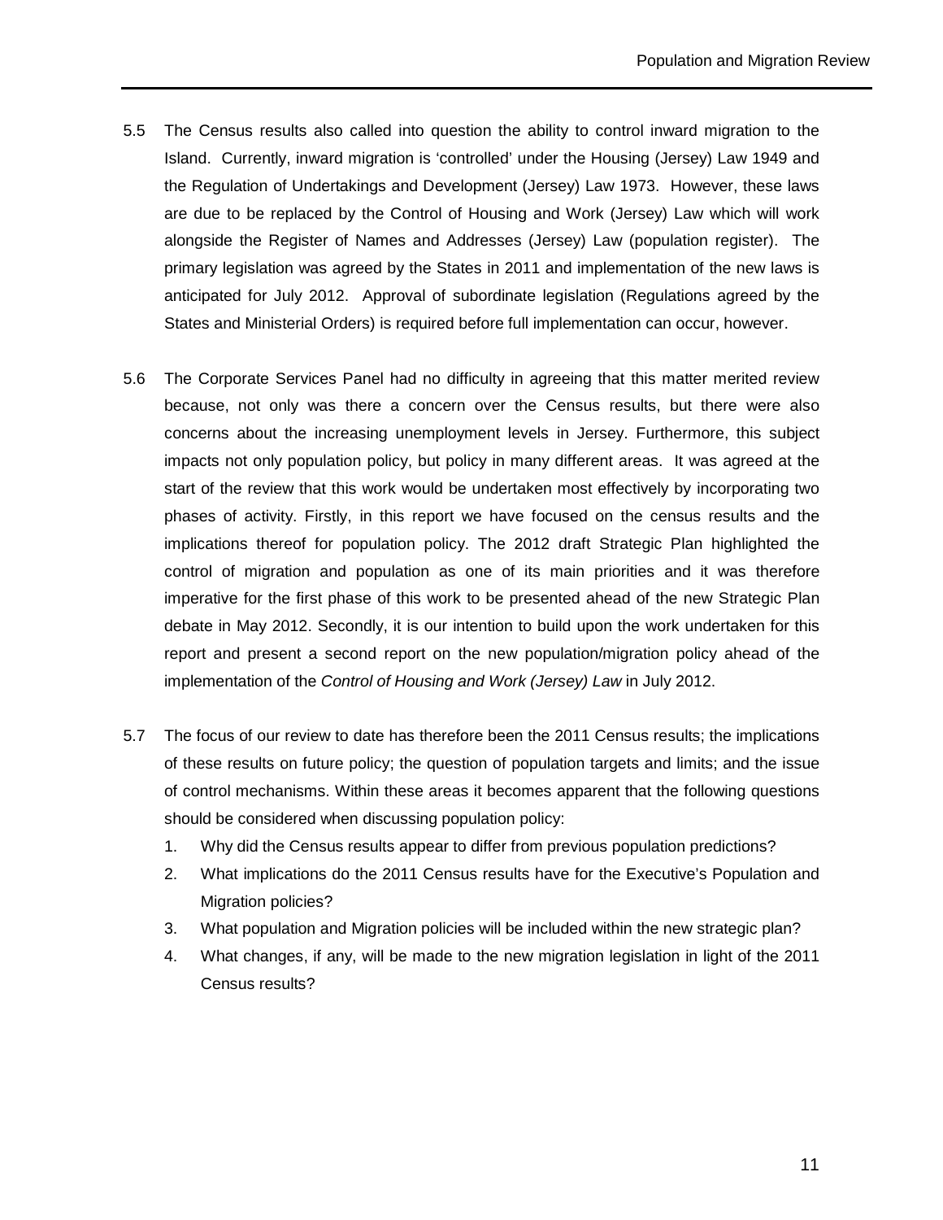5.5 The Census results also called into question the ability to control inward migration to the Island. Currently, inward migration is 'controlled' under the Housing (Jersey) Law 1949 and the Regulation of Undertakings and Development (Jersey) Law 1973. However, these laws are due to be replaced by the Control of Housing and Work (Jersey) Law which will work alongside the Register of Names and Addresses (Jersey) Law (population register). The primary legislation was agreed by the States in 2011 and implementation of the new laws is anticipated for July 2012. Approval of subordinate legislation (Regulations agreed by the States and Ministerial Orders) is required before full implementation can occur, however.

5.6 The Corporate Services Panel had no difficulty in agreeing that this matter merited review because, not only was there a concern over the Census results, but there were also concerns about the increasing unemployment levels in Jersey. Furthermore, this subject impacts not only population policy, but policy in many different areas. It was agreed at the start of the review that this work would be undertaken most effectively by incorporating two phases of activity. Firstly, in this report we have focused on the census results and the implications thereof for population policy. The 2012 draft Strategic Plan highlighted the control of migration and population as one of its main priorities and it was therefore imperative for the first phase of this work to be presented ahead of the new Strategic Plan debate in May 2012. Secondly, it is our intention to build upon the work undertaken for this report and present a second report on the new population/migration policy ahead of the implementation of the *Control of Housing and Work (Jersey) Law* in July 2012.

5.7 The focus of our review to date has therefore been the 2011 Census results; the implications of these results on future policy; the question of population targets and limits; and the issue of control mechanisms. Within these areas it becomes apparent that the following questions should be considered when discussing population policy:

1. Why did the Census results appear to differ from previous population predictions?
2. What implications do the 2011 Census results have for the Executive's Population and Migration policies?
3. What population and Migration policies will be included within the new strategic plan?
4. What changes, if any, will be made to the new migration legislation in light of the 2011 Census results?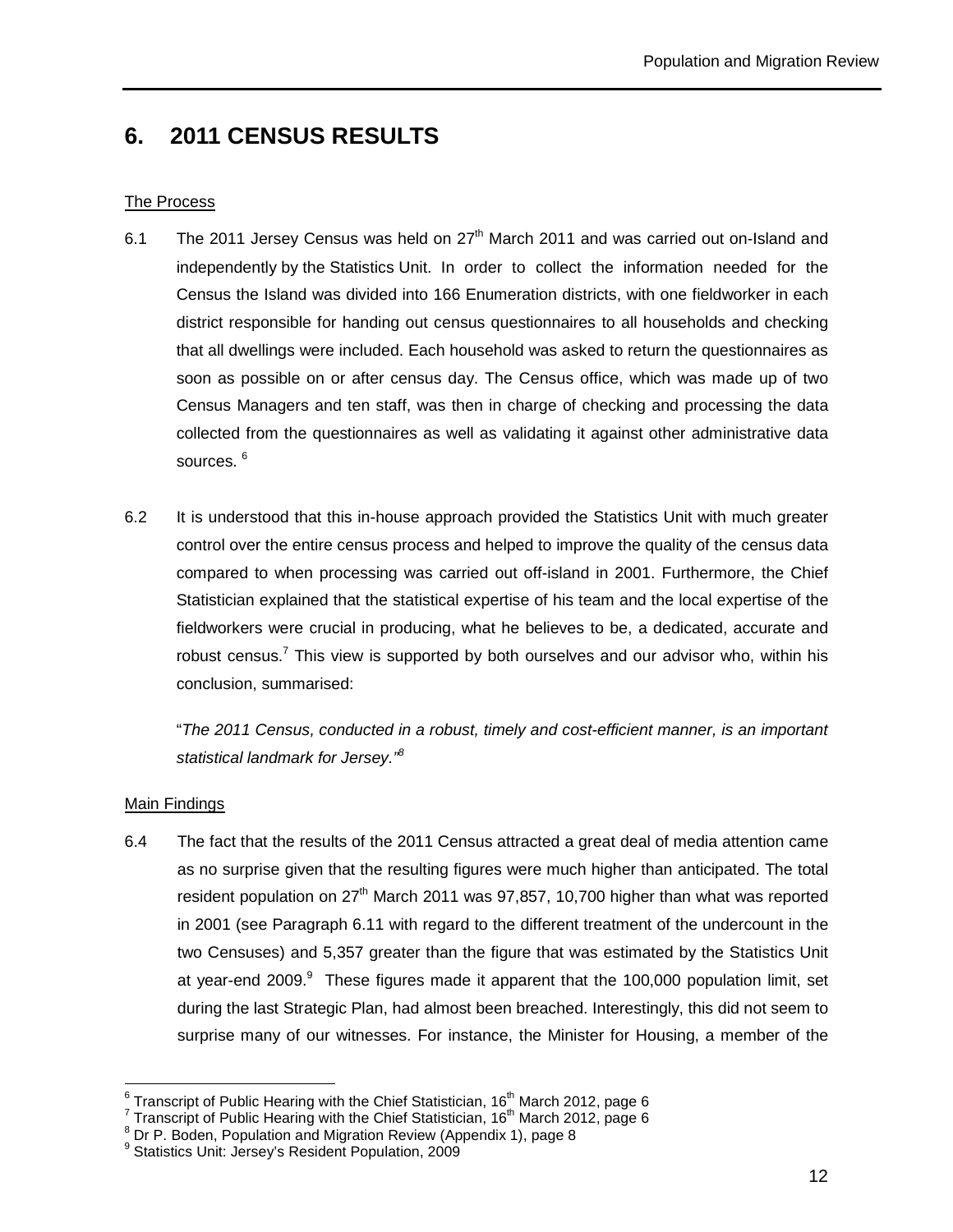# 6. 2011 CENSUS RESULTS

The Process

6.1 The 2011 Jersey Census was held on 27th March 2011 and was carried out on-Island and independently by the Statistics Unit. In order to collect the information needed for the Census the Island was divided into 166 Enumeration districts, with one fieldworker in each district responsible for handing out census questionnaires to all households and checking that all dwellings were included. Each household was asked to return the questionnaires as soon as possible on or after census day. The Census office, which was made up of two Census Managers and ten staff, was then in charge of checking and processing the data collected from the questionnaires as well as validating it against other administrative data sources. [6]

6.2 It is understood that this in-house approach provided the Statistics Unit with much greater control over the entire census process and helped to improve the quality of the census data compared to when processing was carried out off-island in 2001. Furthermore, the Chief Statistician explained that the statistical expertise of his team and the local expertise of the fieldworkers were crucial in producing, what he believes to be, a dedicated, accurate and robust census.[7] This view is supported by both ourselves and our advisor who, within his conclusion, summarised:

"*The 2011 Census, conducted in a robust, timely and cost-efficient manner, is an important statistical landmark for Jersey.*"[8]

Main Findings

6.4 The fact that the results of the 2011 Census attracted a great deal of media attention came as no surprise given that the resulting figures were much higher than anticipated. The total resident population on 27th March 2011 was 97,857, 10,700 higher than what was reported in 2001 (see Paragraph 6.11 with regard to the different treatment of the undercount in the two Censuses) and 5,357 greater than the figure that was estimated by the Statistics Unit at year-end 2009.[9] These figures made it apparent that the 100,000 population limit, set during the last Strategic Plan, had almost been breached. Interestingly, this did not seem to surprise many of our witnesses. For instance, the Minister for Housing, a member of the

---

[6] Transcript of Public Hearing with the Chief Statistician, 16th March 2012, page 6
[7] Transcript of Public Hearing with the Chief Statistician, 16th March 2012, page 6
[8] Dr P. Boden, Population and Migration Review (Appendix 1), page 8
[9] Statistics Unit: Jersey's Resident Population, 2009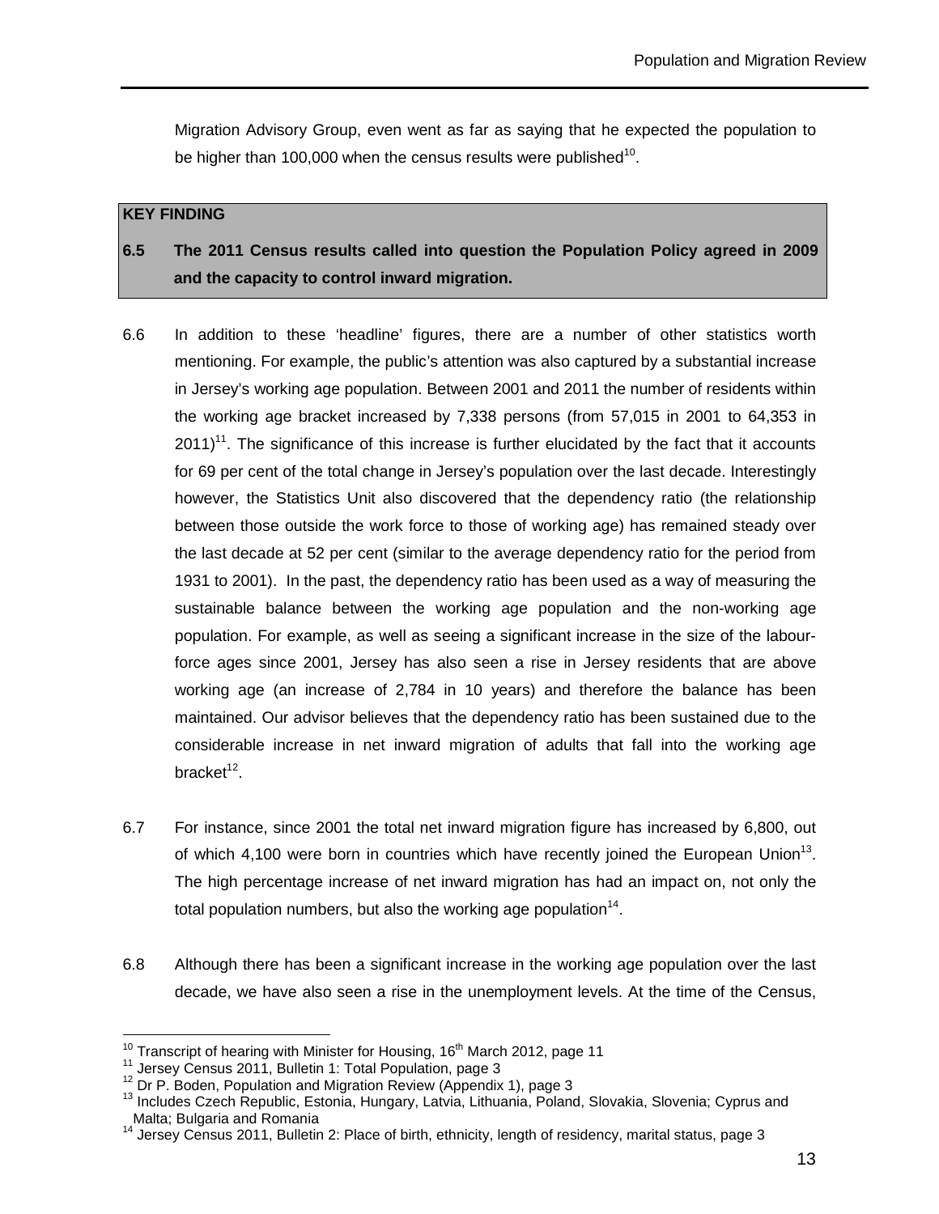Migration Advisory Group, even went as far as saying that he expected the population to be higher than 100,000 when the census results were published[10].

**KEY FINDING**

**6.5 The 2011 Census results called into question the Population Policy agreed in 2009 and the capacity to control inward migration.**

6.6 In addition to these 'headline' figures, there are a number of other statistics worth mentioning. For example, the public's attention was also captured by a substantial increase in Jersey's working age population. Between 2001 and 2011 the number of residents within the working age bracket increased by 7,338 persons (from 57,015 in 2001 to 64,353 in 2011)[11]. The significance of this increase is further elucidated by the fact that it accounts for 69 per cent of the total change in Jersey's population over the last decade. Interestingly however, the Statistics Unit also discovered that the dependency ratio (the relationship between those outside the work force to those of working age) has remained steady over the last decade at 52 per cent (similar to the average dependency ratio for the period from 1931 to 2001). In the past, the dependency ratio has been used as a way of measuring the sustainable balance between the working age population and the non-working age population. For example, as well as seeing a significant increase in the size of the labour-force ages since 2001, Jersey has also seen a rise in Jersey residents that are above working age (an increase of 2,784 in 10 years) and therefore the balance has been maintained. Our advisor believes that the dependency ratio has been sustained due to the considerable increase in net inward migration of adults that fall into the working age bracket[12].

6.7 For instance, since 2001 the total net inward migration figure has increased by 6,800, out of which 4,100 were born in countries which have recently joined the European Union[13]. The high percentage increase of net inward migration has had an impact on, not only the total population numbers, but also the working age population[14].

6.8 Although there has been a significant increase in the working age population over the last decade, we have also seen a rise in the unemployment levels. At the time of the Census,

---

[10] Transcript of hearing with Minister for Housing, 16th March 2012, page 11
[11] Jersey Census 2011, Bulletin 1: Total Population, page 3
[12] Dr P. Boden, Population and Migration Review (Appendix 1), page 3
[13] Includes Czech Republic, Estonia, Hungary, Latvia, Lithuania, Poland, Slovakia, Slovenia; Cyprus and Malta; Bulgaria and Romania
[14] Jersey Census 2011, Bulletin 2: Place of birth, ethnicity, length of residency, marital status, page 3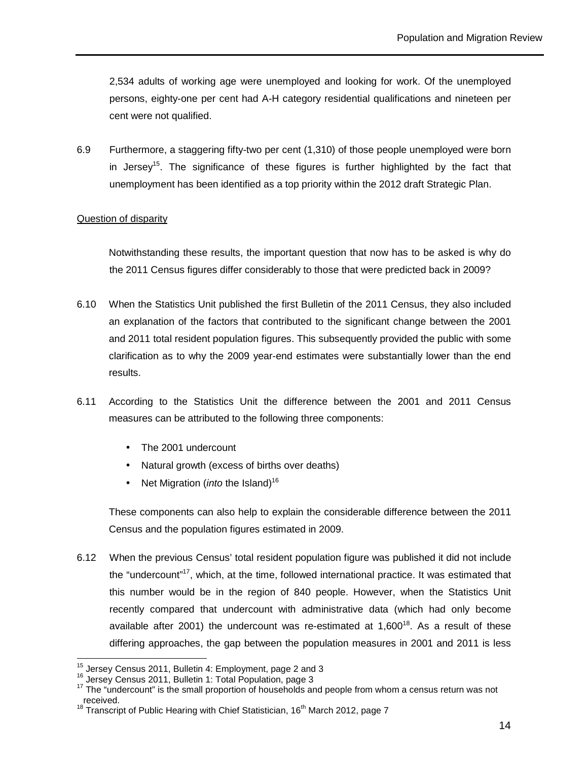2,534 adults of working age were unemployed and looking for work. Of the unemployed persons, eighty-one per cent had A-H category residential qualifications and nineteen per cent were not qualified.

6.9 Furthermore, a staggering fifty-two per cent (1,310) of those people unemployed were born in Jersey[15]. The significance of these figures is further highlighted by the fact that unemployment has been identified as a top priority within the 2012 draft Strategic Plan.

Question of disparity

Notwithstanding these results, the important question that now has to be asked is why do the 2011 Census figures differ considerably to those that were predicted back in 2009?

6.10 When the Statistics Unit published the first Bulletin of the 2011 Census, they also included an explanation of the factors that contributed to the significant change between the 2001 and 2011 total resident population figures. This subsequently provided the public with some clarification as to why the 2009 year-end estimates were substantially lower than the end results.

6.11 According to the Statistics Unit the difference between the 2001 and 2011 Census measures can be attributed to the following three components:

- The 2001 undercount
- Natural growth (excess of births over deaths)
- Net Migration (*into* the Island)[16]

These components can also help to explain the considerable difference between the 2011 Census and the population figures estimated in 2009.

6.12 When the previous Census' total resident population figure was published it did not include the "undercount"[17], which, at the time, followed international practice. It was estimated that this number would be in the region of 840 people. However, when the Statistics Unit recently compared that undercount with administrative data (which had only become available after 2001) the undercount was re-estimated at 1,600[18]. As a result of these differing approaches, the gap between the population measures in 2001 and 2011 is less

[15] Jersey Census 2011, Bulletin 4: Employment, page 2 and 3
[16] Jersey Census 2011, Bulletin 1: Total Population, page 3
[17] The "undercount" is the small proportion of households and people from whom a census return was not received.
[18] Transcript of Public Hearing with Chief Statistician, 16th March 2012, page 7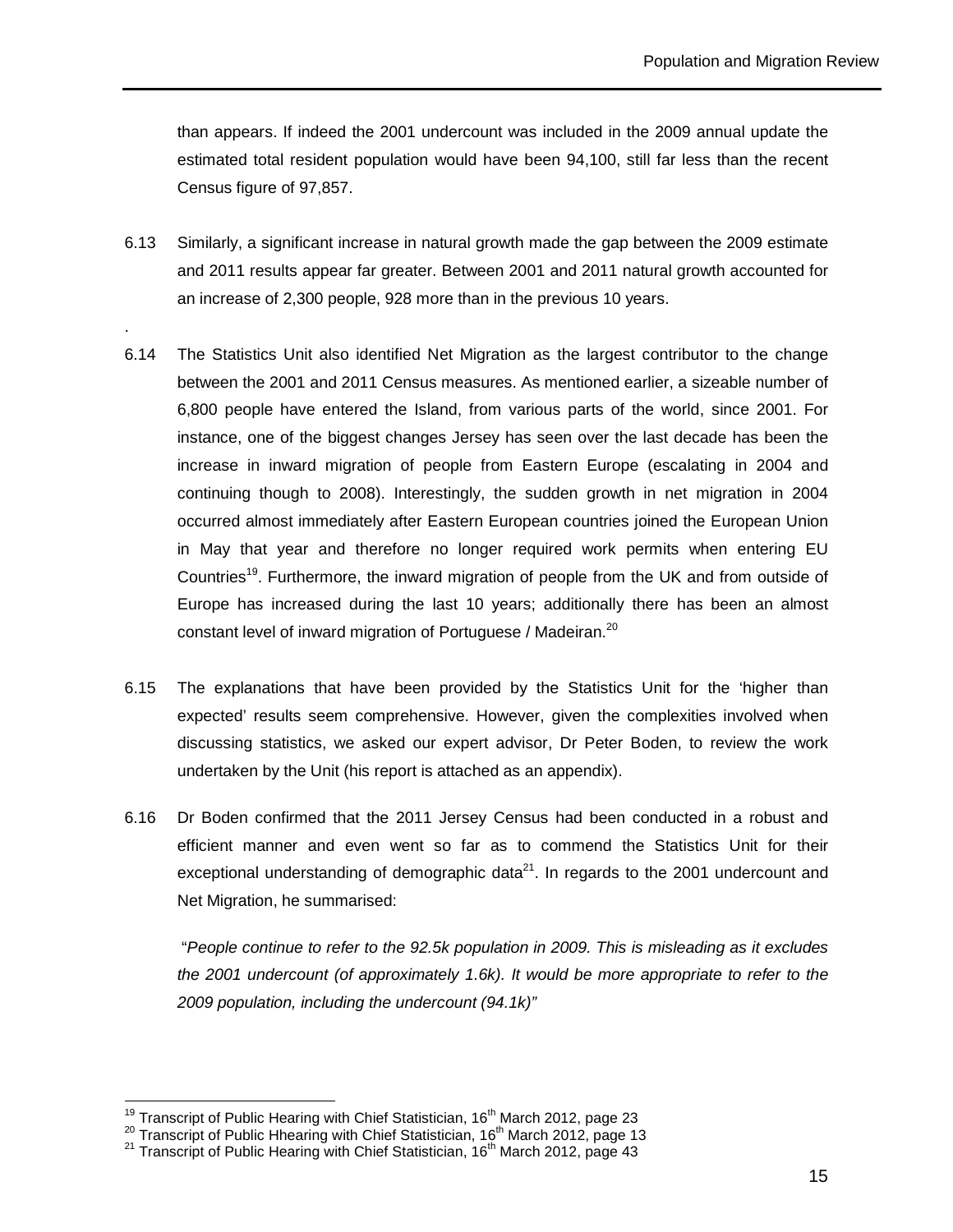than appears. If indeed the 2001 undercount was included in the 2009 annual update the estimated total resident population would have been 94,100, still far less than the recent Census figure of 97,857.

6.13 Similarly, a significant increase in natural growth made the gap between the 2009 estimate and 2011 results appear far greater. Between 2001 and 2011 natural growth accounted for an increase of 2,300 people, 928 more than in the previous 10 years.

.

6.14 The Statistics Unit also identified Net Migration as the largest contributor to the change between the 2001 and 2011 Census measures. As mentioned earlier, a sizeable number of 6,800 people have entered the Island, from various parts of the world, since 2001. For instance, one of the biggest changes Jersey has seen over the last decade has been the increase in inward migration of people from Eastern Europe (escalating in 2004 and continuing though to 2008). Interestingly, the sudden growth in net migration in 2004 occurred almost immediately after Eastern European countries joined the European Union in May that year and therefore no longer required work permits when entering EU Countries[19]. Furthermore, the inward migration of people from the UK and from outside of Europe has increased during the last 10 years; additionally there has been an almost constant level of inward migration of Portuguese / Madeiran.[20]

6.15 The explanations that have been provided by the Statistics Unit for the 'higher than expected' results seem comprehensive. However, given the complexities involved when discussing statistics, we asked our expert advisor, Dr Peter Boden, to review the work undertaken by the Unit (his report is attached as an appendix).

6.16 Dr Boden confirmed that the 2011 Jersey Census had been conducted in a robust and efficient manner and even went so far as to commend the Statistics Unit for their exceptional understanding of demographic data[21]. In regards to the 2001 undercount and Net Migration, he summarised:

"*People continue to refer to the 92.5k population in 2009. This is misleading as it excludes the 2001 undercount (of approximately 1.6k). It would be more appropriate to refer to the 2009 population, including the undercount (94.1k)"*

---

[19] Transcript of Public Hearing with Chief Statistician, 16th March 2012, page 23

[20] Transcript of Public Hhearing with Chief Statistician, 16th March 2012, page 13

[21] Transcript of Public Hearing with Chief Statistician, 16th March 2012, page 43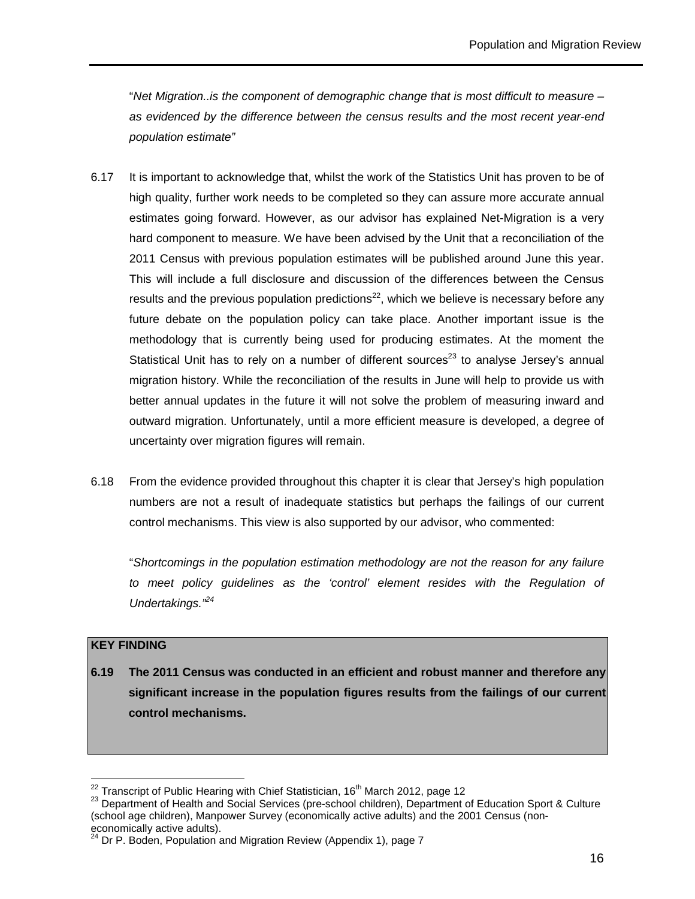"*Net Migration..is the component of demographic change that is most difficult to measure – as evidenced by the difference between the census results and the most recent year-end population estimate"*

6.17 It is important to acknowledge that, whilst the work of the Statistics Unit has proven to be of high quality, further work needs to be completed so they can assure more accurate annual estimates going forward. However, as our advisor has explained Net-Migration is a very hard component to measure. We have been advised by the Unit that a reconciliation of the 2011 Census with previous population estimates will be published around June this year. This will include a full disclosure and discussion of the differences between the Census results and the previous population predictions[22], which we believe is necessary before any future debate on the population policy can take place. Another important issue is the methodology that is currently being used for producing estimates. At the moment the Statistical Unit has to rely on a number of different sources[23] to analyse Jersey's annual migration history. While the reconciliation of the results in June will help to provide us with better annual updates in the future it will not solve the problem of measuring inward and outward migration. Unfortunately, until a more efficient measure is developed, a degree of uncertainty over migration figures will remain.

6.18 From the evidence provided throughout this chapter it is clear that Jersey's high population numbers are not a result of inadequate statistics but perhaps the failings of our current control mechanisms. This view is also supported by our advisor, who commented:

"*Shortcomings in the population estimation methodology are not the reason for any failure to meet policy guidelines as the 'control' element resides with the Regulation of Undertakings."*[24]

**KEY FINDING**

**6.19 The 2011 Census was conducted in an efficient and robust manner and therefore any significant increase in the population figures results from the failings of our current control mechanisms.**

---

[22] Transcript of Public Hearing with Chief Statistician, 16th March 2012, page 12

[23] Department of Health and Social Services (pre-school children), Department of Education Sport & Culture (school age children), Manpower Survey (economically active adults) and the 2001 Census (non-economically active adults).

[24] Dr P. Boden, Population and Migration Review (Appendix 1), page 7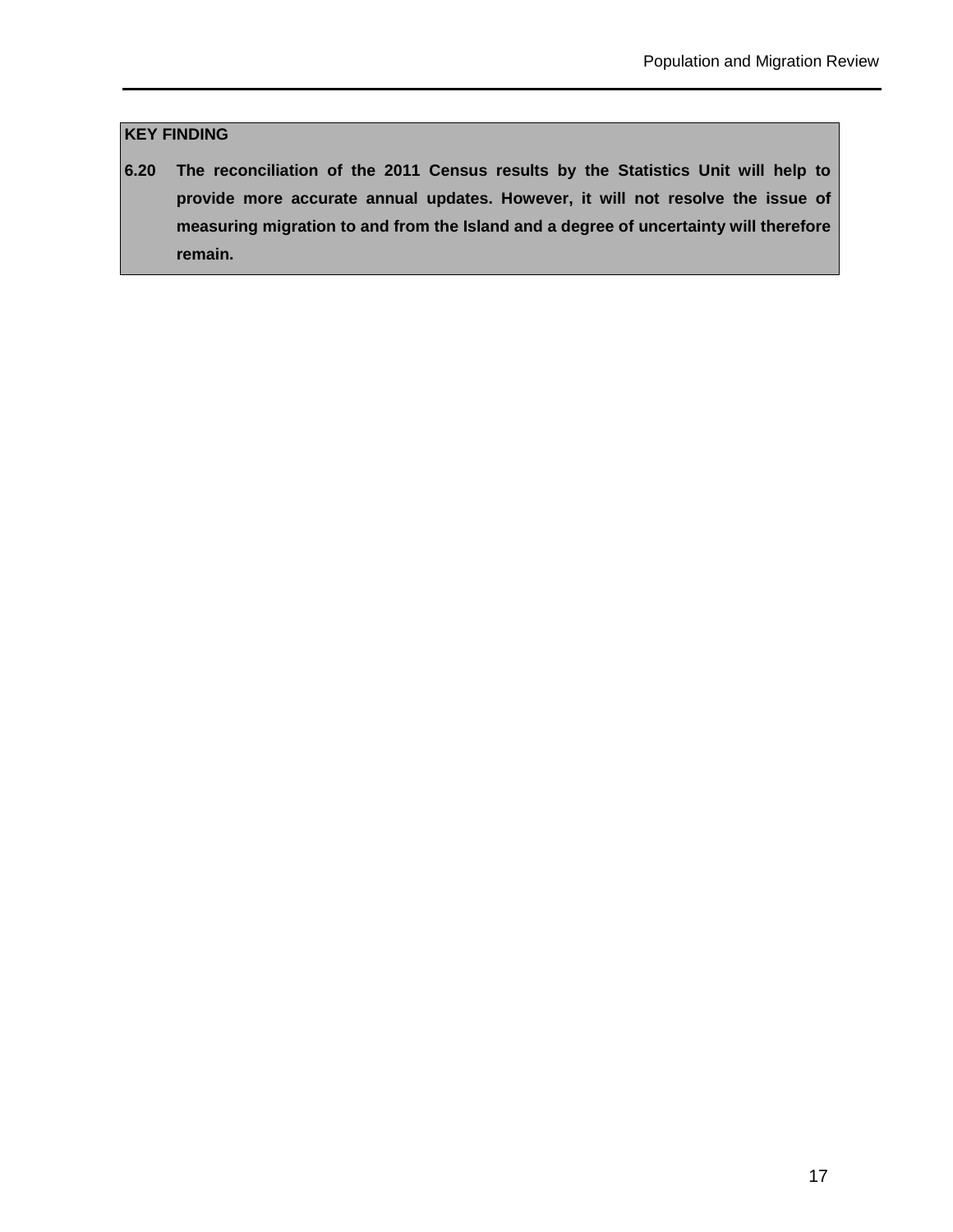**KEY FINDING**

**6.20 The reconciliation of the 2011 Census results by the Statistics Unit will help to provide more accurate annual updates. However, it will not resolve the issue of measuring migration to and from the Island and a degree of uncertainty will therefore remain.**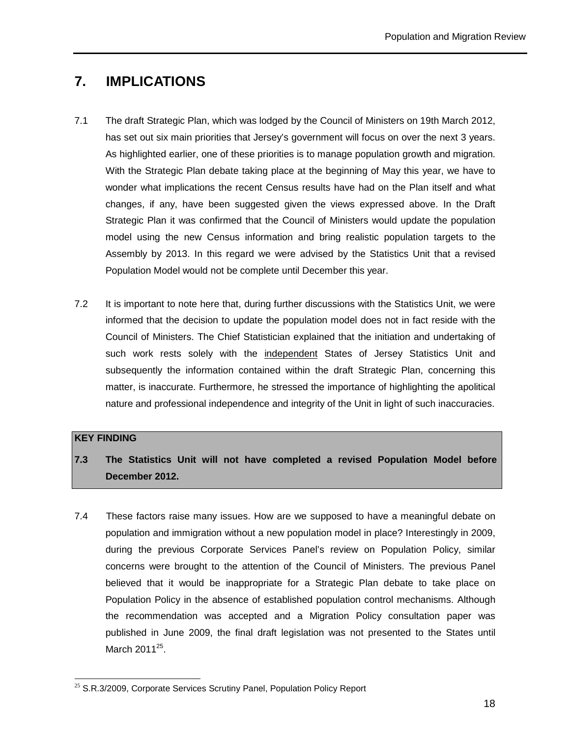## 7. IMPLICATIONS

7.1 The draft Strategic Plan, which was lodged by the Council of Ministers on 19th March 2012, has set out six main priorities that Jersey's government will focus on over the next 3 years. As highlighted earlier, one of these priorities is to manage population growth and migration. With the Strategic Plan debate taking place at the beginning of May this year, we have to wonder what implications the recent Census results have had on the Plan itself and what changes, if any, have been suggested given the views expressed above. In the Draft Strategic Plan it was confirmed that the Council of Ministers would update the population model using the new Census information and bring realistic population targets to the Assembly by 2013. In this regard we were advised by the Statistics Unit that a revised Population Model would not be complete until December this year.

7.2 It is important to note here that, during further discussions with the Statistics Unit, we were informed that the decision to update the population model does not in fact reside with the Council of Ministers. The Chief Statistician explained that the initiation and undertaking of such work rests solely with the independent States of Jersey Statistics Unit and subsequently the information contained within the draft Strategic Plan, concerning this matter, is inaccurate. Furthermore, he stressed the importance of highlighting the apolitical nature and professional independence and integrity of the Unit in light of such inaccuracies.

**KEY FINDING**

**7.3 The Statistics Unit will not have completed a revised Population Model before December 2012.**

7.4 These factors raise many issues. How are we supposed to have a meaningful debate on population and immigration without a new population model in place? Interestingly in 2009, during the previous Corporate Services Panel's review on Population Policy, similar concerns were brought to the attention of the Council of Ministers. The previous Panel believed that it would be inappropriate for a Strategic Plan debate to take place on Population Policy in the absence of established population control mechanisms. Although the recommendation was accepted and a Migration Policy consultation paper was published in June 2009, the final draft legislation was not presented to the States until March 2011[25].

[25] S.R.3/2009, Corporate Services Scrutiny Panel, Population Policy Report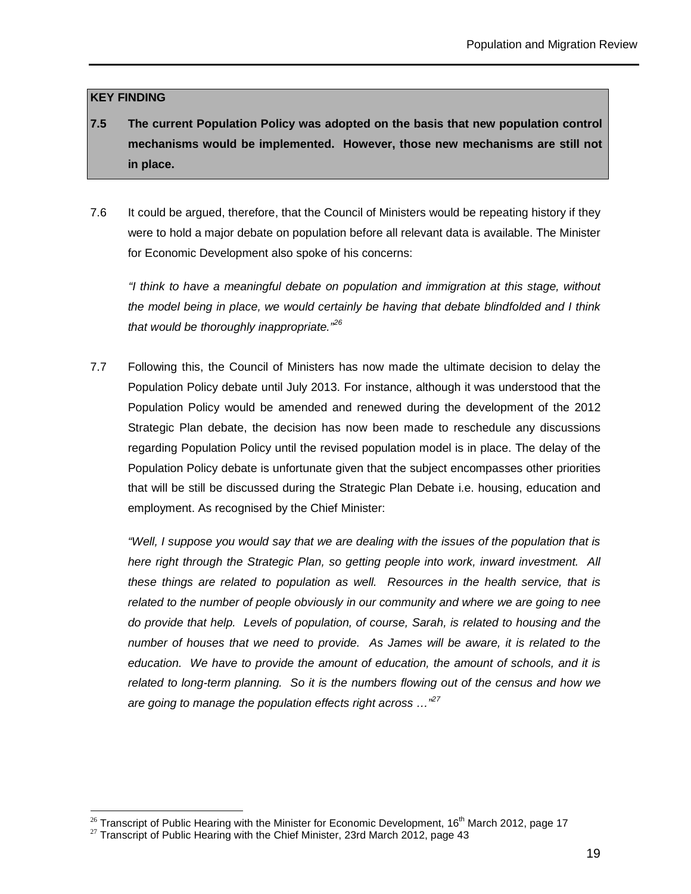**KEY FINDING**

**7.5 The current Population Policy was adopted on the basis that new population control mechanisms would be implemented. However, those new mechanisms are still not in place.**

7.6 It could be argued, therefore, that the Council of Ministers would be repeating history if they were to hold a major debate on population before all relevant data is available. The Minister for Economic Development also spoke of his concerns:

*"I think to have a meaningful debate on population and immigration at this stage, without the model being in place, we would certainly be having that debate blindfolded and I think that would be thoroughly inappropriate."*[26]

7.7 Following this, the Council of Ministers has now made the ultimate decision to delay the Population Policy debate until July 2013. For instance, although it was understood that the Population Policy would be amended and renewed during the development of the 2012 Strategic Plan debate, the decision has now been made to reschedule any discussions regarding Population Policy until the revised population model is in place. The delay of the Population Policy debate is unfortunate given that the subject encompasses other priorities that will be still be discussed during the Strategic Plan Debate i.e. housing, education and employment. As recognised by the Chief Minister:

*"Well, I suppose you would say that we are dealing with the issues of the population that is here right through the Strategic Plan, so getting people into work, inward investment. All these things are related to population as well. Resources in the health service, that is related to the number of people obviously in our community and where we are going to nee do provide that help. Levels of population, of course, Sarah, is related to housing and the number of houses that we need to provide. As James will be aware, it is related to the education. We have to provide the amount of education, the amount of schools, and it is related to long-term planning. So it is the numbers flowing out of the census and how we are going to manage the population effects right across …"*[27]

---

[26] Transcript of Public Hearing with the Minister for Economic Development, 16th March 2012, page 17

[27] Transcript of Public Hearing with the Chief Minister, 23rd March 2012, page 43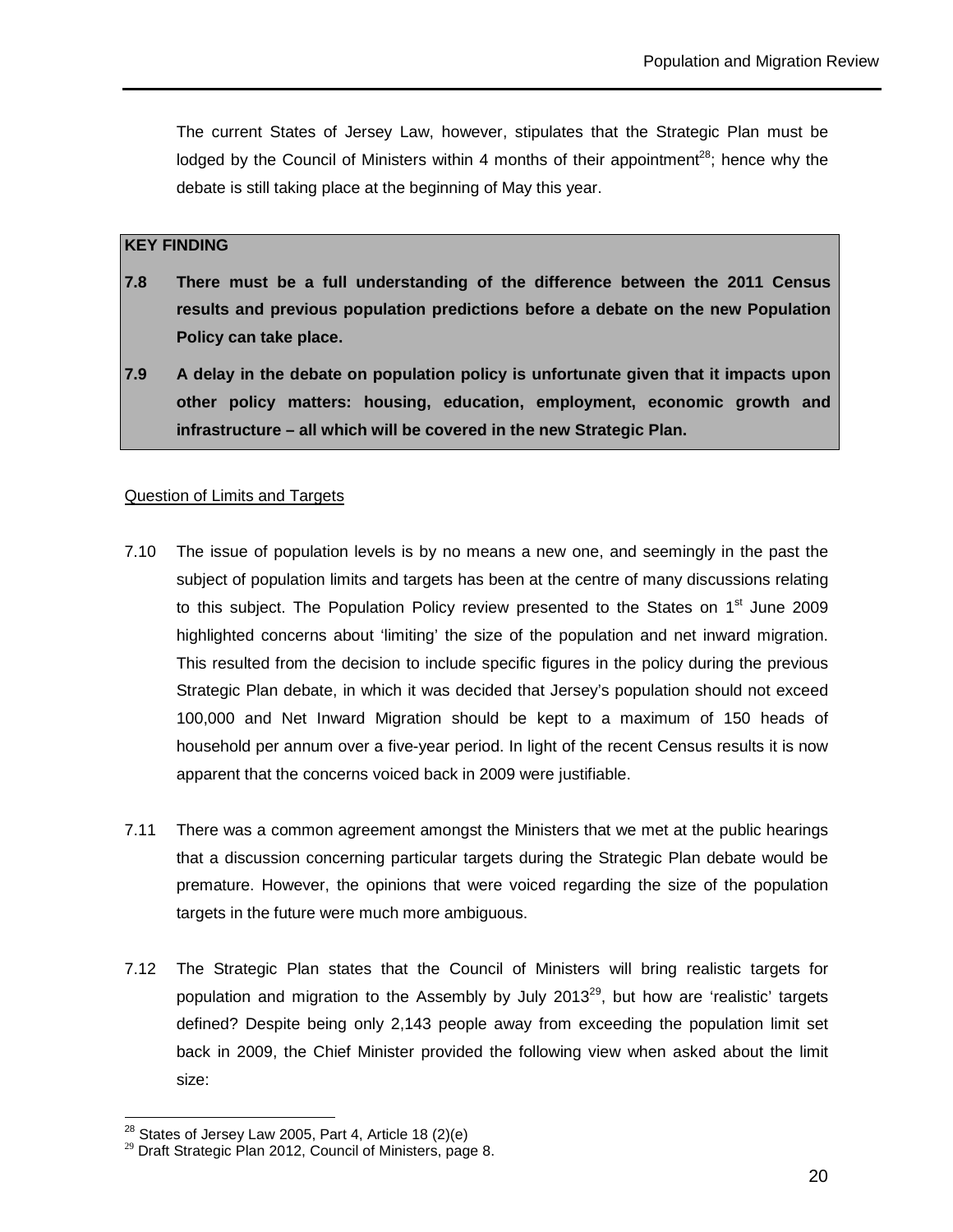The current States of Jersey Law, however, stipulates that the Strategic Plan must be lodged by the Council of Ministers within 4 months of their appointment[28]; hence why the debate is still taking place at the beginning of May this year.

**KEY FINDING**

**7.8 There must be a full understanding of the difference between the 2011 Census results and previous population predictions before a debate on the new Population Policy can take place.**

**7.9 A delay in the debate on population policy is unfortunate given that it impacts upon other policy matters: housing, education, employment, economic growth and infrastructure – all which will be covered in the new Strategic Plan.**

<u>Question of Limits and Targets</u>

7.10 The issue of population levels is by no means a new one, and seemingly in the past the subject of population limits and targets has been at the centre of many discussions relating to this subject. The Population Policy review presented to the States on 1st June 2009 highlighted concerns about 'limiting' the size of the population and net inward migration. This resulted from the decision to include specific figures in the policy during the previous Strategic Plan debate, in which it was decided that Jersey's population should not exceed 100,000 and Net Inward Migration should be kept to a maximum of 150 heads of household per annum over a five-year period. In light of the recent Census results it is now apparent that the concerns voiced back in 2009 were justifiable.

7.11 There was a common agreement amongst the Ministers that we met at the public hearings that a discussion concerning particular targets during the Strategic Plan debate would be premature. However, the opinions that were voiced regarding the size of the population targets in the future were much more ambiguous.

7.12 The Strategic Plan states that the Council of Ministers will bring realistic targets for population and migration to the Assembly by July 2013[29], but how are 'realistic' targets defined? Despite being only 2,143 people away from exceeding the population limit set back in 2009, the Chief Minister provided the following view when asked about the limit size:

[28] States of Jersey Law 2005, Part 4, Article 18 (2)(e)
[29] Draft Strategic Plan 2012, Council of Ministers, page 8.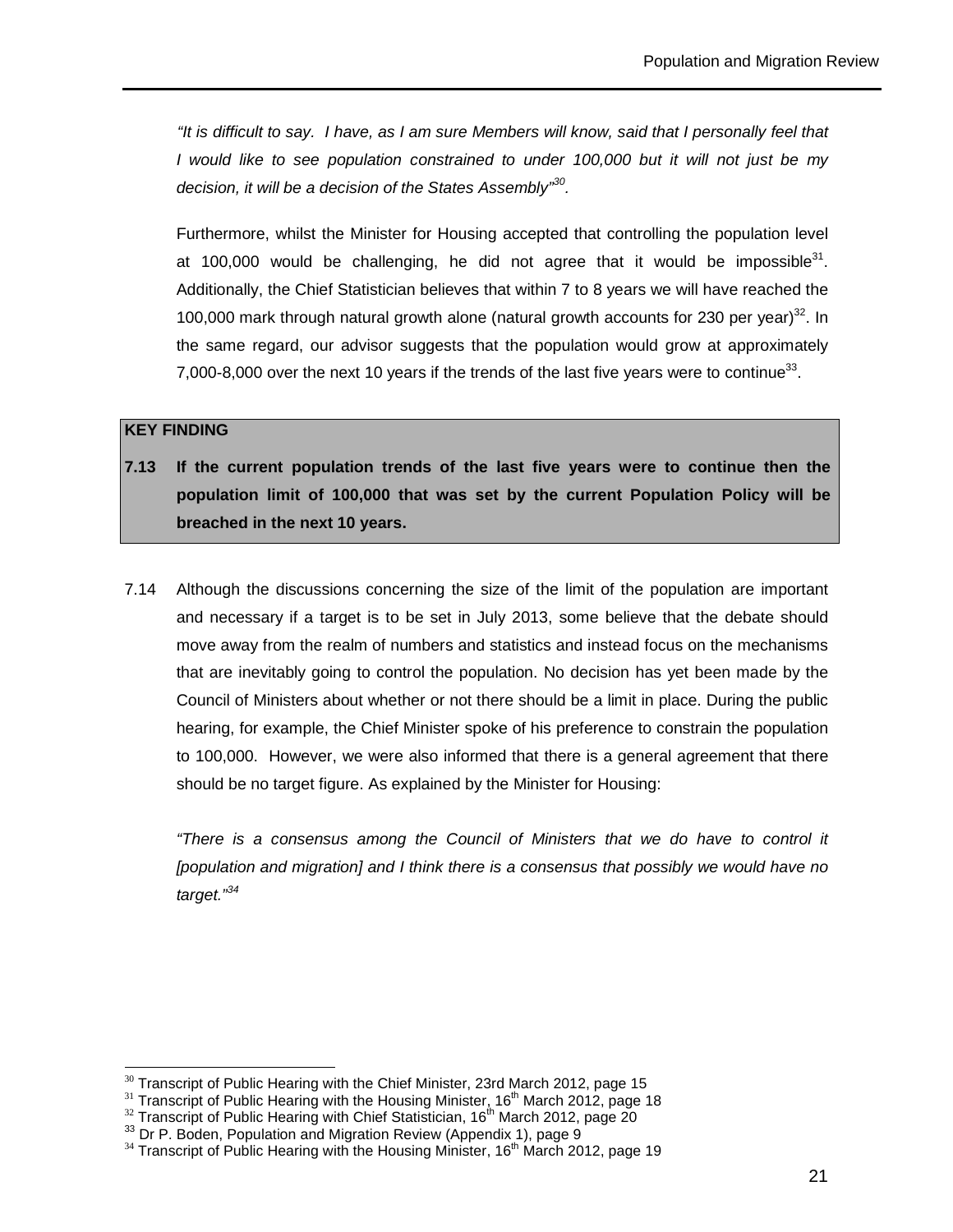*"It is difficult to say. I have, as I am sure Members will know, said that I personally feel that I would like to see population constrained to under 100,000 but it will not just be my decision, it will be a decision of the States Assembly"*[30].

Furthermore, whilst the Minister for Housing accepted that controlling the population level at 100,000 would be challenging, he did not agree that it would be impossible[31]. Additionally, the Chief Statistician believes that within 7 to 8 years we will have reached the 100,000 mark through natural growth alone (natural growth accounts for 230 per year)[32]. In the same regard, our advisor suggests that the population would grow at approximately 7,000-8,000 over the next 10 years if the trends of the last five years were to continue[33].

| **KEY FINDING** |
| --- |
| **7.13 If the current population trends of the last five years were to continue then the population limit of 100,000 that was set by the current Population Policy will be breached in the next 10 years.** |

7.14 Although the discussions concerning the size of the limit of the population are important and necessary if a target is to be set in July 2013, some believe that the debate should move away from the realm of numbers and statistics and instead focus on the mechanisms that are inevitably going to control the population. No decision has yet been made by the Council of Ministers about whether or not there should be a limit in place. During the public hearing, for example, the Chief Minister spoke of his preference to constrain the population to 100,000. However, we were also informed that there is a general agreement that there should be no target figure. As explained by the Minister for Housing:

*"There is a consensus among the Council of Ministers that we do have to control it [population and migration] and I think there is a consensus that possibly we would have no target."*[34]

---

[30] Transcript of Public Hearing with the Chief Minister, 23rd March 2012, page 15
[31] Transcript of Public Hearing with the Housing Minister, 16th March 2012, page 18
[32] Transcript of Public Hearing with Chief Statistician, 16th March 2012, page 20
[33] Dr P. Boden, Population and Migration Review (Appendix 1), page 9
[34] Transcript of Public Hearing with the Housing Minister, 16th March 2012, page 19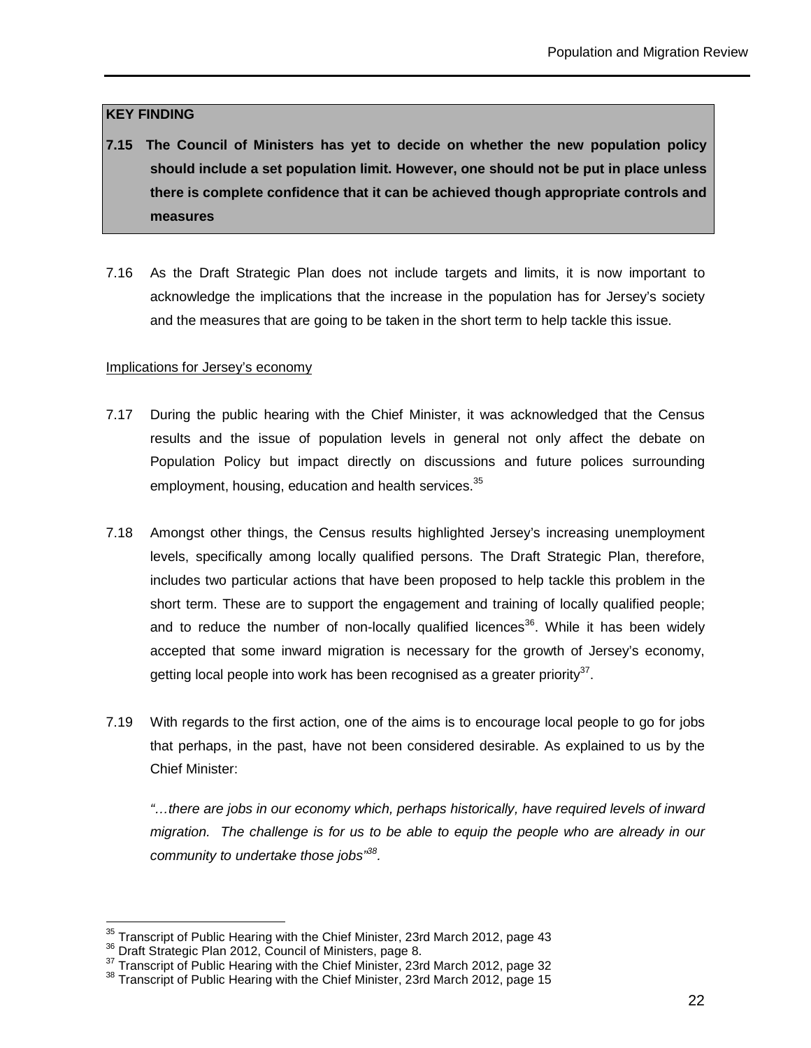**KEY FINDING**

**7.15 The Council of Ministers has yet to decide on whether the new population policy should include a set population limit. However, one should not be put in place unless there is complete confidence that it can be achieved though appropriate controls and measures**

7.16 As the Draft Strategic Plan does not include targets and limits, it is now important to acknowledge the implications that the increase in the population has for Jersey's society and the measures that are going to be taken in the short term to help tackle this issue.

Implications for Jersey's economy

7.17 During the public hearing with the Chief Minister, it was acknowledged that the Census results and the issue of population levels in general not only affect the debate on Population Policy but impact directly on discussions and future polices surrounding employment, housing, education and health services.[35]

7.18 Amongst other things, the Census results highlighted Jersey's increasing unemployment levels, specifically among locally qualified persons. The Draft Strategic Plan, therefore, includes two particular actions that have been proposed to help tackle this problem in the short term. These are to support the engagement and training of locally qualified people; and to reduce the number of non-locally qualified licences[36]. While it has been widely accepted that some inward migration is necessary for the growth of Jersey's economy, getting local people into work has been recognised as a greater priority[37].

7.19 With regards to the first action, one of the aims is to encourage local people to go for jobs that perhaps, in the past, have not been considered desirable. As explained to us by the Chief Minister:

*"…there are jobs in our economy which, perhaps historically, have required levels of inward migration. The challenge is for us to be able to equip the people who are already in our community to undertake those jobs"[38].*

---

[35] Transcript of Public Hearing with the Chief Minister, 23rd March 2012, page 43
[36] Draft Strategic Plan 2012, Council of Ministers, page 8.
[37] Transcript of Public Hearing with the Chief Minister, 23rd March 2012, page 32
[38] Transcript of Public Hearing with the Chief Minister, 23rd March 2012, page 15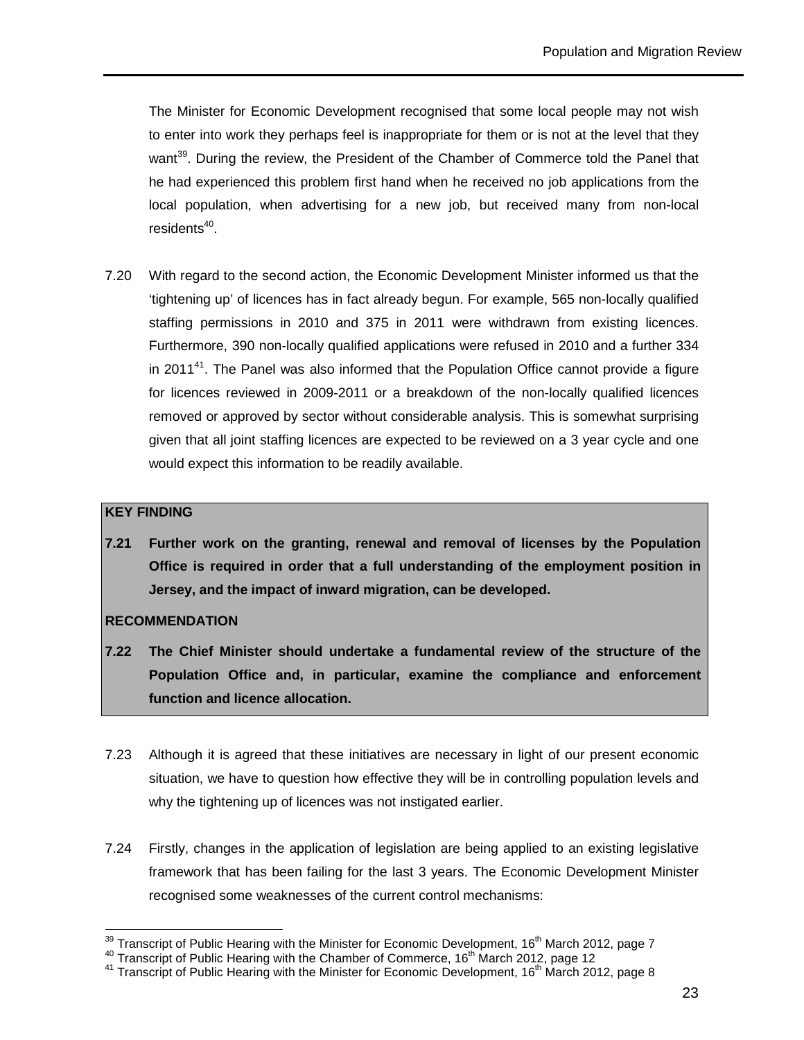The Minister for Economic Development recognised that some local people may not wish to enter into work they perhaps feel is inappropriate for them or is not at the level that they want[39]. During the review, the President of the Chamber of Commerce told the Panel that he had experienced this problem first hand when he received no job applications from the local population, when advertising for a new job, but received many from non-local residents[40].

7.20 With regard to the second action, the Economic Development Minister informed us that the 'tightening up' of licences has in fact already begun. For example, 565 non-locally qualified staffing permissions in 2010 and 375 in 2011 were withdrawn from existing licences. Furthermore, 390 non-locally qualified applications were refused in 2010 and a further 334 in 2011[41]. The Panel was also informed that the Population Office cannot provide a figure for licences reviewed in 2009-2011 or a breakdown of the non-locally qualified licences removed or approved by sector without considerable analysis. This is somewhat surprising given that all joint staffing licences are expected to be reviewed on a 3 year cycle and one would expect this information to be readily available.

**KEY FINDING**

**7.21 Further work on the granting, renewal and removal of licenses by the Population Office is required in order that a full understanding of the employment position in Jersey, and the impact of inward migration, can be developed.**

**RECOMMENDATION**

**7.22 The Chief Minister should undertake a fundamental review of the structure of the Population Office and, in particular, examine the compliance and enforcement function and licence allocation.**

7.23 Although it is agreed that these initiatives are necessary in light of our present economic situation, we have to question how effective they will be in controlling population levels and why the tightening up of licences was not instigated earlier.

7.24 Firstly, changes in the application of legislation are being applied to an existing legislative framework that has been failing for the last 3 years. The Economic Development Minister recognised some weaknesses of the current control mechanisms:

---

[39] Transcript of Public Hearing with the Minister for Economic Development, 16th March 2012, page 7

[40] Transcript of Public Hearing with the Chamber of Commerce, 16th March 2012, page 12

[41] Transcript of Public Hearing with the Minister for Economic Development, 16th March 2012, page 8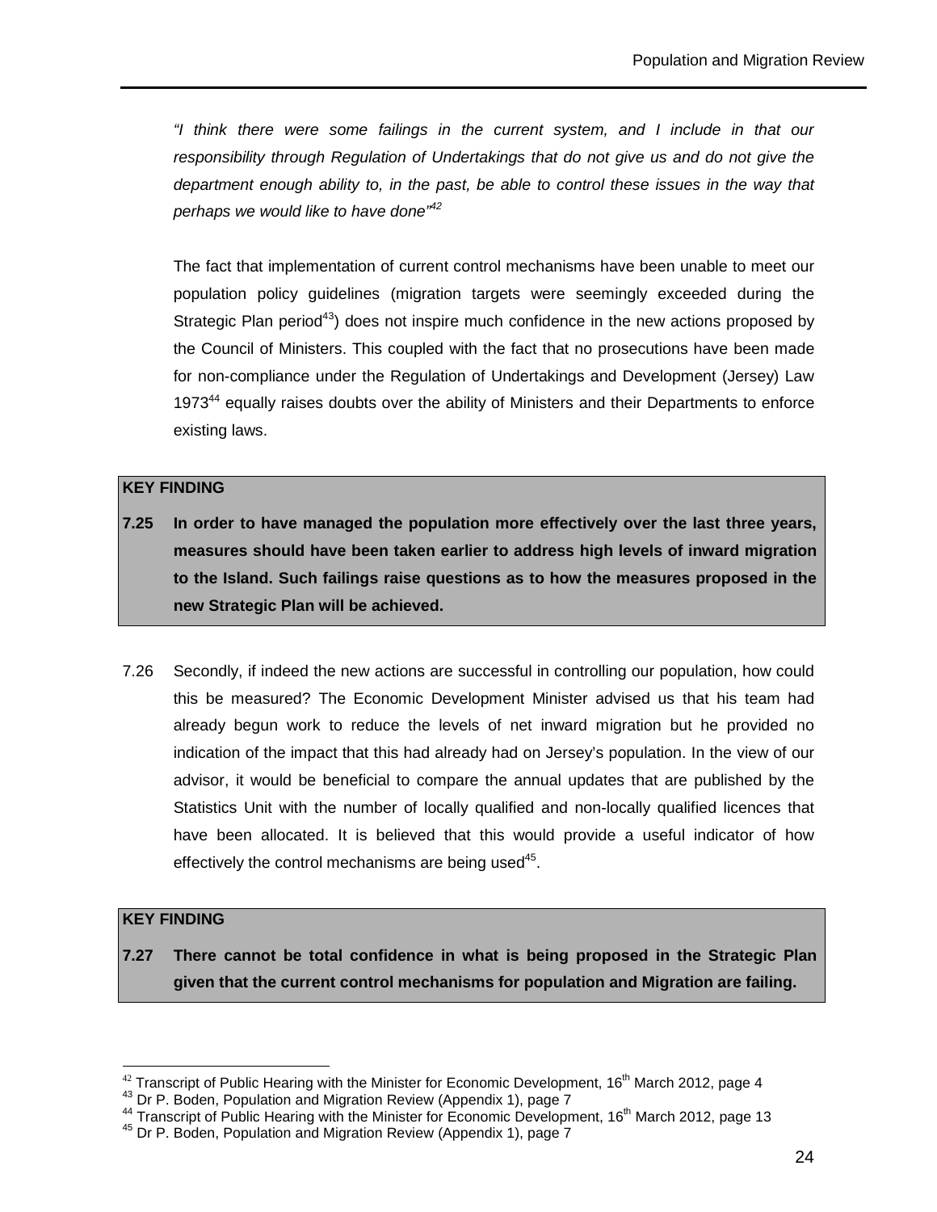*"I think there were some failings in the current system, and I include in that our responsibility through Regulation of Undertakings that do not give us and do not give the department enough ability to, in the past, be able to control these issues in the way that perhaps we would like to have done"*[42]

The fact that implementation of current control mechanisms have been unable to meet our population policy guidelines (migration targets were seemingly exceeded during the Strategic Plan period[43]) does not inspire much confidence in the new actions proposed by the Council of Ministers. This coupled with the fact that no prosecutions have been made for non-compliance under the Regulation of Undertakings and Development (Jersey) Law 1973[44] equally raises doubts over the ability of Ministers and their Departments to enforce existing laws.

**KEY FINDING**

**7.25 In order to have managed the population more effectively over the last three years, measures should have been taken earlier to address high levels of inward migration to the Island. Such failings raise questions as to how the measures proposed in the new Strategic Plan will be achieved.**

7.26 Secondly, if indeed the new actions are successful in controlling our population, how could this be measured? The Economic Development Minister advised us that his team had already begun work to reduce the levels of net inward migration but he provided no indication of the impact that this had already had on Jersey's population. In the view of our advisor, it would be beneficial to compare the annual updates that are published by the Statistics Unit with the number of locally qualified and non-locally qualified licences that have been allocated. It is believed that this would provide a useful indicator of how effectively the control mechanisms are being used[45].

**KEY FINDING**

**7.27 There cannot be total confidence in what is being proposed in the Strategic Plan given that the current control mechanisms for population and Migration are failing.**

---

[42] Transcript of Public Hearing with the Minister for Economic Development, 16th March 2012, page 4

[43] Dr P. Boden, Population and Migration Review (Appendix 1), page 7

[44] Transcript of Public Hearing with the Minister for Economic Development, 16th March 2012, page 13

[45] Dr P. Boden, Population and Migration Review (Appendix 1), page 7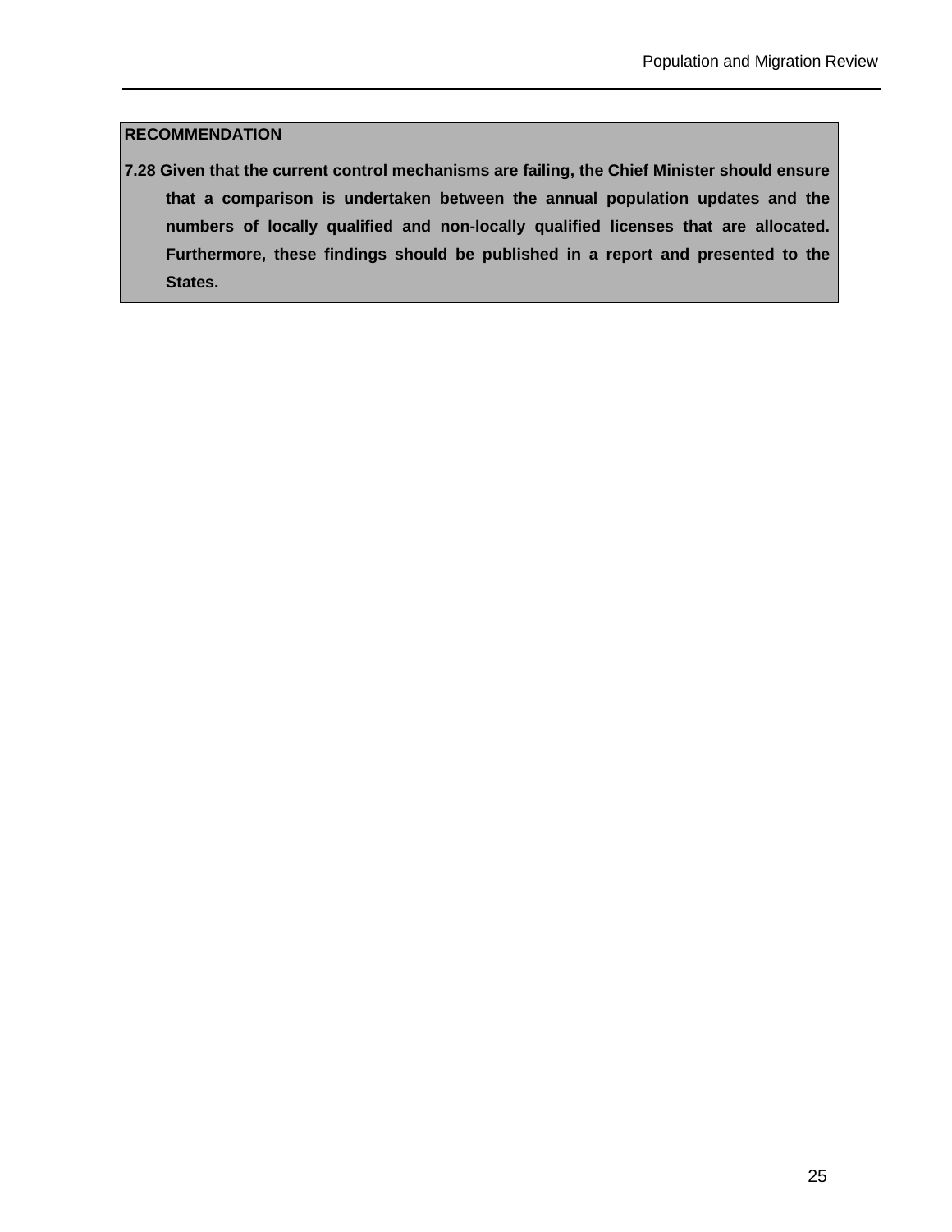**RECOMMENDATION**

**7.28 Given that the current control mechanisms are failing, the Chief Minister should ensure that a comparison is undertaken between the annual population updates and the numbers of locally qualified and non-locally qualified licenses that are allocated. Furthermore, these findings should be published in a report and presented to the States.**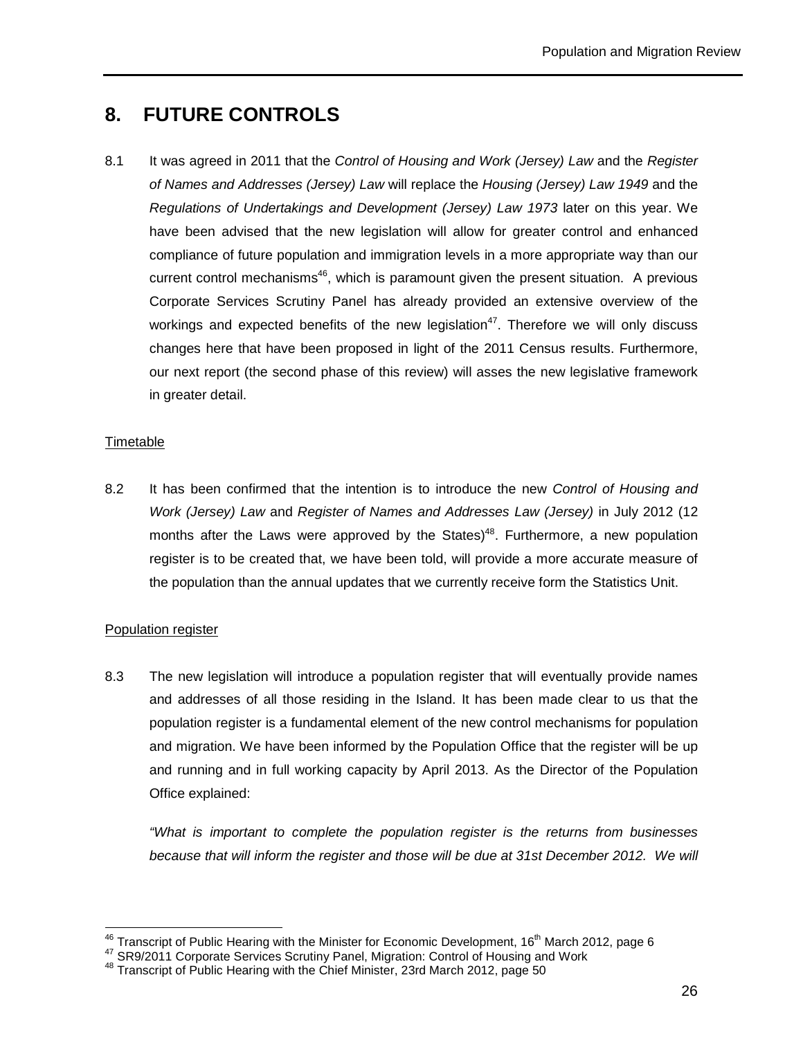# 8. FUTURE CONTROLS

8.1 It was agreed in 2011 that the *Control of Housing and Work (Jersey) Law* and the *Register of Names and Addresses (Jersey) Law* will replace the *Housing (Jersey) Law 1949* and the *Regulations of Undertakings and Development (Jersey) Law 1973* later on this year. We have been advised that the new legislation will allow for greater control and enhanced compliance of future population and immigration levels in a more appropriate way than our current control mechanisms[46], which is paramount given the present situation. A previous Corporate Services Scrutiny Panel has already provided an extensive overview of the workings and expected benefits of the new legislation[47]. Therefore we will only discuss changes here that have been proposed in light of the 2011 Census results. Furthermore, our next report (the second phase of this review) will asses the new legislative framework in greater detail.

<u>Timetable</u>

8.2 It has been confirmed that the intention is to introduce the new *Control of Housing and Work (Jersey) Law* and *Register of Names and Addresses Law (Jersey)* in July 2012 (12 months after the Laws were approved by the States)[48]. Furthermore, a new population register is to be created that, we have been told, will provide a more accurate measure of the population than the annual updates that we currently receive form the Statistics Unit.

<u>Population register</u>

8.3 The new legislation will introduce a population register that will eventually provide names and addresses of all those residing in the Island. It has been made clear to us that the population register is a fundamental element of the new control mechanisms for population and migration. We have been informed by the Population Office that the register will be up and running and in full working capacity by April 2013. As the Director of the Population Office explained:

*"What is important to complete the population register is the returns from businesses because that will inform the register and those will be due at 31st December 2012. We will*

---

[46] Transcript of Public Hearing with the Minister for Economic Development, 16th March 2012, page 6

[47] SR9/2011 Corporate Services Scrutiny Panel, Migration: Control of Housing and Work

[48] Transcript of Public Hearing with the Chief Minister, 23rd March 2012, page 50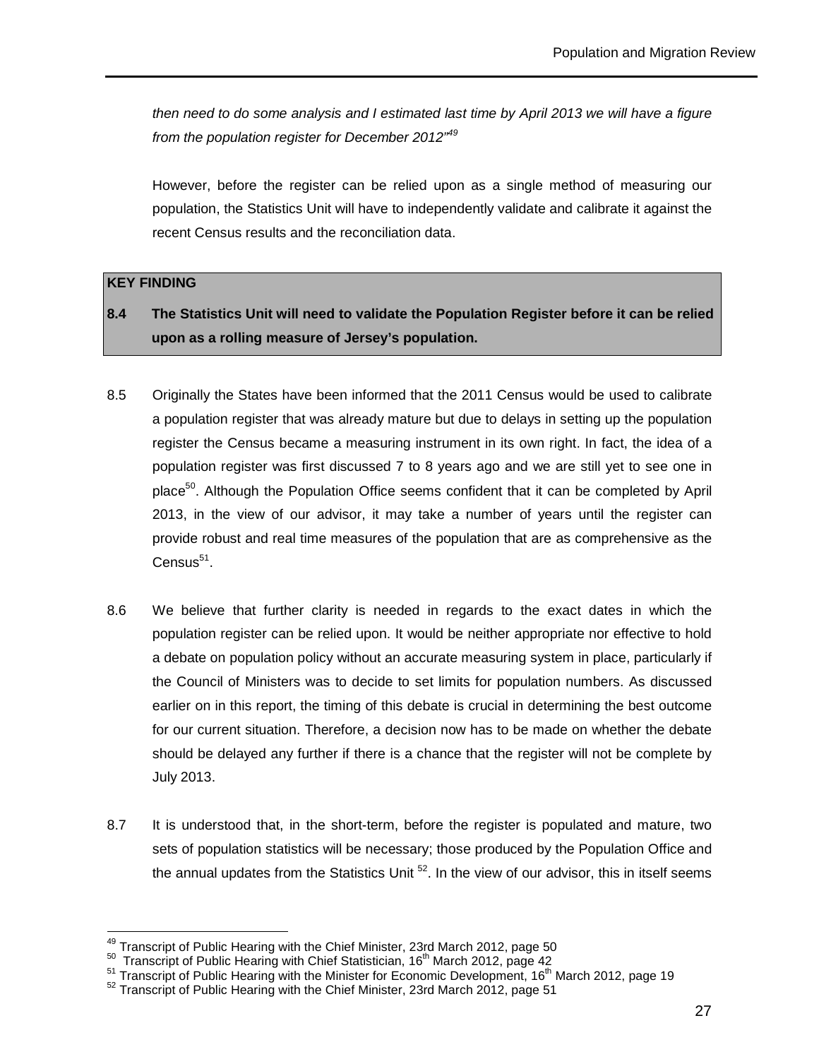*then need to do some analysis and I estimated last time by April 2013 we will have a figure from the population register for December 2012"*[49]

However, before the register can be relied upon as a single method of measuring our population, the Statistics Unit will have to independently validate and calibrate it against the recent Census results and the reconciliation data.

| **KEY FINDING** |
| --- |
| **8.4 The Statistics Unit will need to validate the Population Register before it can be relied upon as a rolling measure of Jersey's population.** |

8.5 Originally the States have been informed that the 2011 Census would be used to calibrate a population register that was already mature but due to delays in setting up the population register the Census became a measuring instrument in its own right. In fact, the idea of a population register was first discussed 7 to 8 years ago and we are still yet to see one in place[50]. Although the Population Office seems confident that it can be completed by April 2013, in the view of our advisor, it may take a number of years until the register can provide robust and real time measures of the population that are as comprehensive as the Census[51].

8.6 We believe that further clarity is needed in regards to the exact dates in which the population register can be relied upon. It would be neither appropriate nor effective to hold a debate on population policy without an accurate measuring system in place, particularly if the Council of Ministers was to decide to set limits for population numbers. As discussed earlier on in this report, the timing of this debate is crucial in determining the best outcome for our current situation. Therefore, a decision now has to be made on whether the debate should be delayed any further if there is a chance that the register will not be complete by July 2013.

8.7 It is understood that, in the short-term, before the register is populated and mature, two sets of population statistics will be necessary; those produced by the Population Office and the annual updates from the Statistics Unit [52]. In the view of our advisor, this in itself seems

---

[49] Transcript of Public Hearing with the Chief Minister, 23rd March 2012, page 50

[50] Transcript of Public Hearing with Chief Statistician, 16th March 2012, page 42

[51] Transcript of Public Hearing with the Minister for Economic Development, 16th March 2012, page 19

[52] Transcript of Public Hearing with the Chief Minister, 23rd March 2012, page 51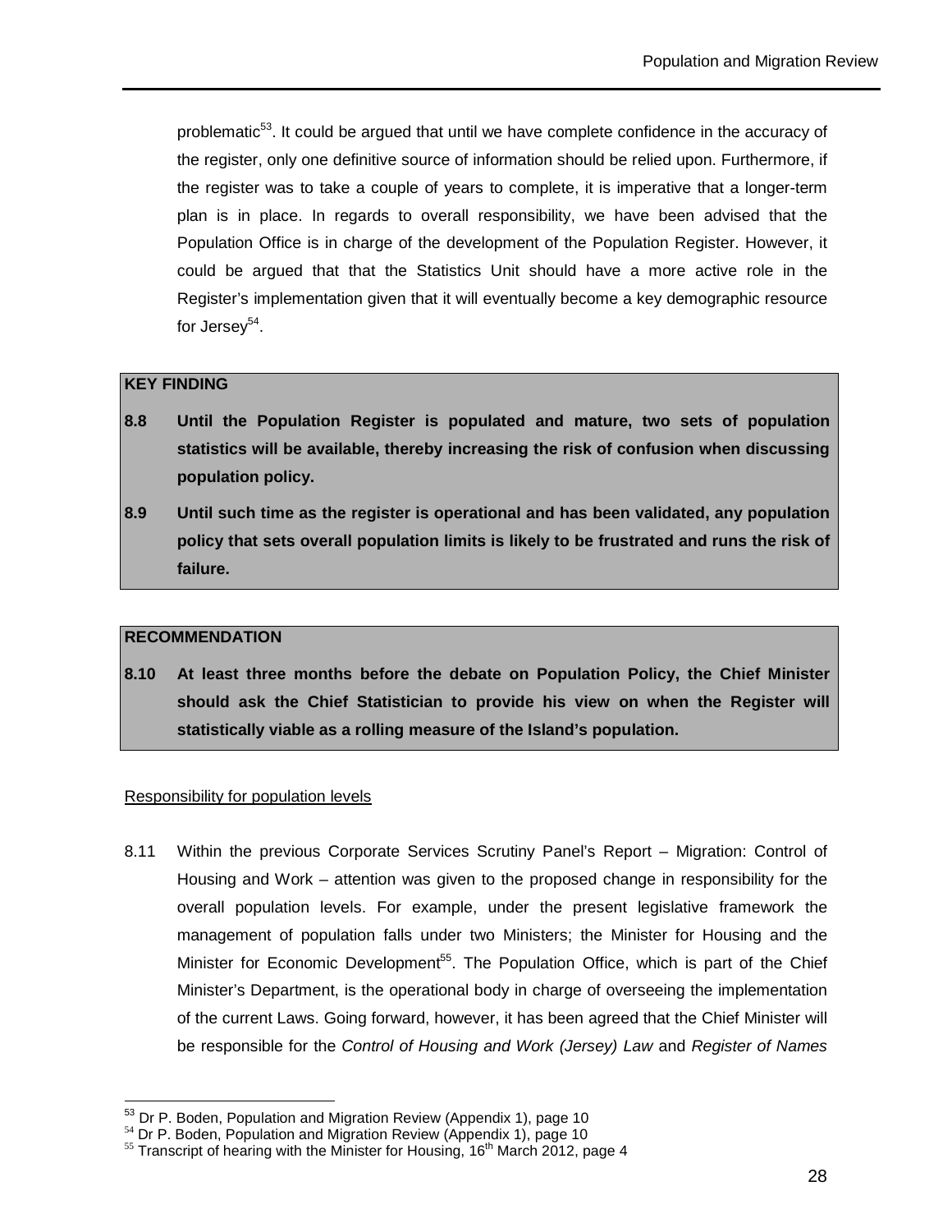problematic[53]. It could be argued that until we have complete confidence in the accuracy of the register, only one definitive source of information should be relied upon. Furthermore, if the register was to take a couple of years to complete, it is imperative that a longer-term plan is in place. In regards to overall responsibility, we have been advised that the Population Office is in charge of the development of the Population Register. However, it could be argued that that the Statistics Unit should have a more active role in the Register's implementation given that it will eventually become a key demographic resource for Jersey[54].

**KEY FINDING**

**8.8 Until the Population Register is populated and mature, two sets of population statistics will be available, thereby increasing the risk of confusion when discussing population policy.**

**8.9 Until such time as the register is operational and has been validated, any population policy that sets overall population limits is likely to be frustrated and runs the risk of failure.**

**RECOMMENDATION**

**8.10 At least three months before the debate on Population Policy, the Chief Minister should ask the Chief Statistician to provide his view on when the Register will statistically viable as a rolling measure of the Island's population.**

Responsibility for population levels

8.11 Within the previous Corporate Services Scrutiny Panel's Report – Migration: Control of Housing and Work – attention was given to the proposed change in responsibility for the overall population levels. For example, under the present legislative framework the management of population falls under two Ministers; the Minister for Housing and the Minister for Economic Development[55]. The Population Office, which is part of the Chief Minister's Department, is the operational body in charge of overseeing the implementation of the current Laws. Going forward, however, it has been agreed that the Chief Minister will be responsible for the *Control of Housing and Work (Jersey) Law* and *Register of Names*

---

[53] Dr P. Boden, Population and Migration Review (Appendix 1), page 10

[54] Dr P. Boden, Population and Migration Review (Appendix 1), page 10

[55] Transcript of hearing with the Minister for Housing, 16th March 2012, page 4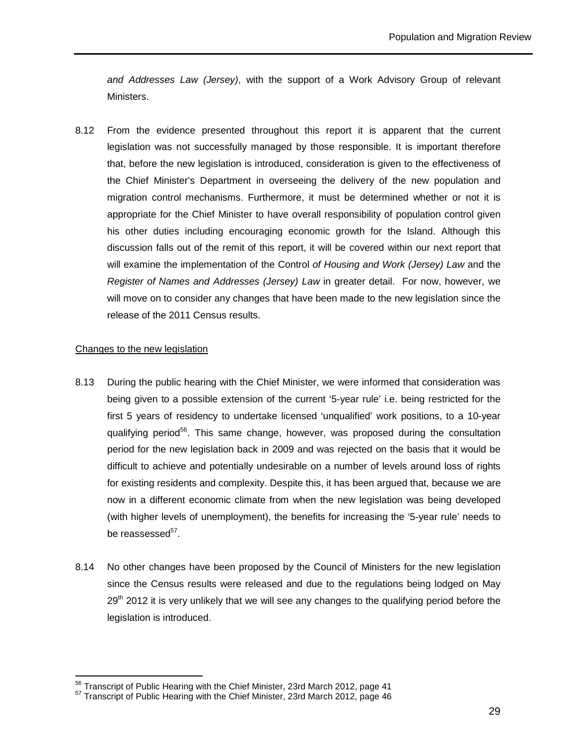*and Addresses Law (Jersey)*, with the support of a Work Advisory Group of relevant Ministers.

8.12 From the evidence presented throughout this report it is apparent that the current legislation was not successfully managed by those responsible. It is important therefore that, before the new legislation is introduced, consideration is given to the effectiveness of the Chief Minister's Department in overseeing the delivery of the new population and migration control mechanisms. Furthermore, it must be determined whether or not it is appropriate for the Chief Minister to have overall responsibility of population control given his other duties including encouraging economic growth for the Island. Although this discussion falls out of the remit of this report, it will be covered within our next report that will examine the implementation of the Control *of Housing and Work (Jersey) Law* and the *Register of Names and Addresses (Jersey) Law* in greater detail. For now, however, we will move on to consider any changes that have been made to the new legislation since the release of the 2011 Census results.

<u>Changes to the new legislation</u>

8.13 During the public hearing with the Chief Minister, we were informed that consideration was being given to a possible extension of the current '5-year rule' i.e. being restricted for the first 5 years of residency to undertake licensed 'unqualified' work positions, to a 10-year qualifying period[56]. This same change, however, was proposed during the consultation period for the new legislation back in 2009 and was rejected on the basis that it would be difficult to achieve and potentially undesirable on a number of levels around loss of rights for existing residents and complexity. Despite this, it has been argued that, because we are now in a different economic climate from when the new legislation was being developed (with higher levels of unemployment), the benefits for increasing the '5-year rule' needs to be reassessed[57].

8.14 No other changes have been proposed by the Council of Ministers for the new legislation since the Census results were released and due to the regulations being lodged on May 29th 2012 it is very unlikely that we will see any changes to the qualifying period before the legislation is introduced.

[56] Transcript of Public Hearing with the Chief Minister, 23rd March 2012, page 41
[57] Transcript of Public Hearing with the Chief Minister, 23rd March 2012, page 46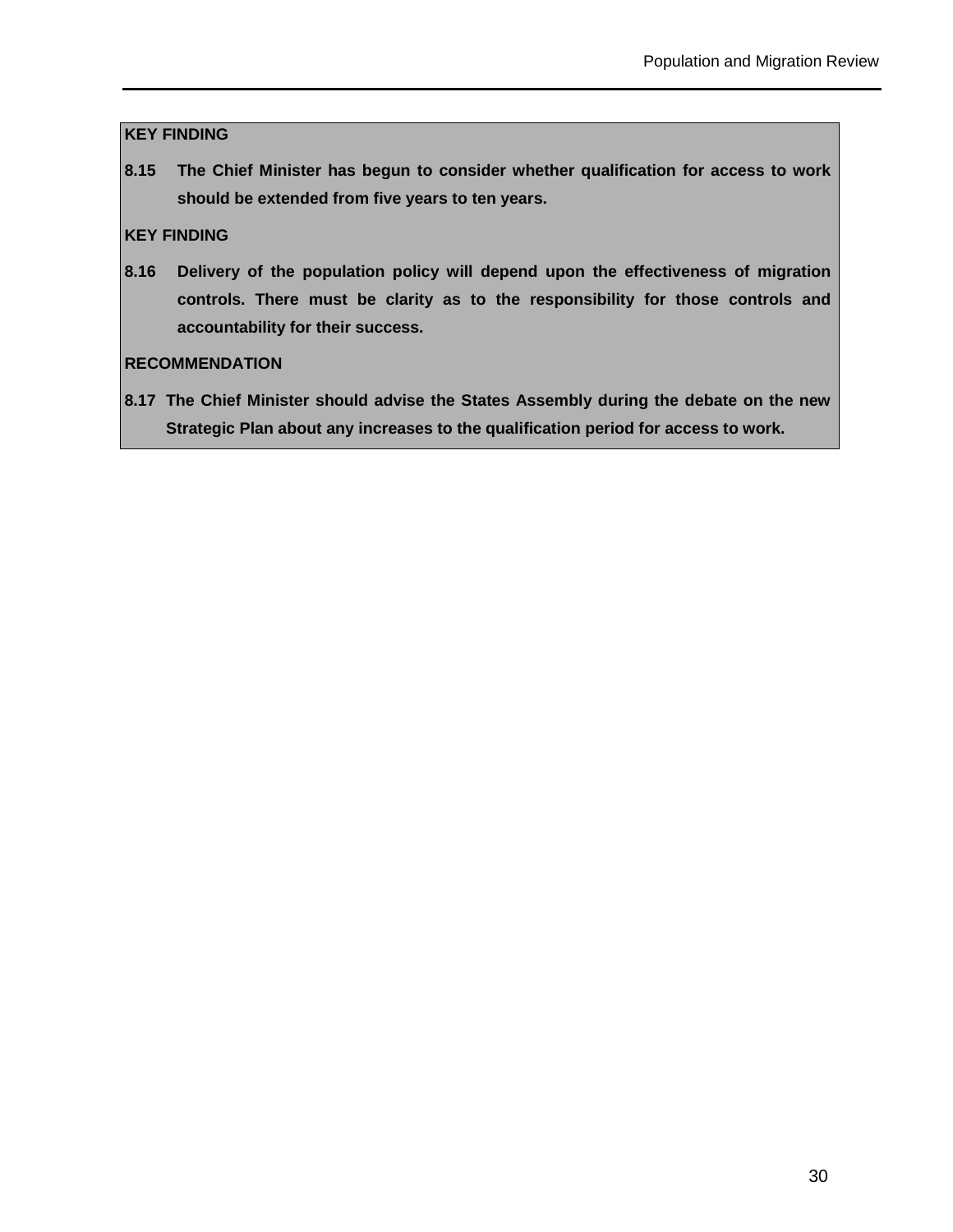**KEY FINDING**

**8.15 The Chief Minister has begun to consider whether qualification for access to work should be extended from five years to ten years.**

**KEY FINDING**

**8.16 Delivery of the population policy will depend upon the effectiveness of migration controls. There must be clarity as to the responsibility for those controls and accountability for their success.**

**RECOMMENDATION**

**8.17 The Chief Minister should advise the States Assembly during the debate on the new Strategic Plan about any increases to the qualification period for access to work.**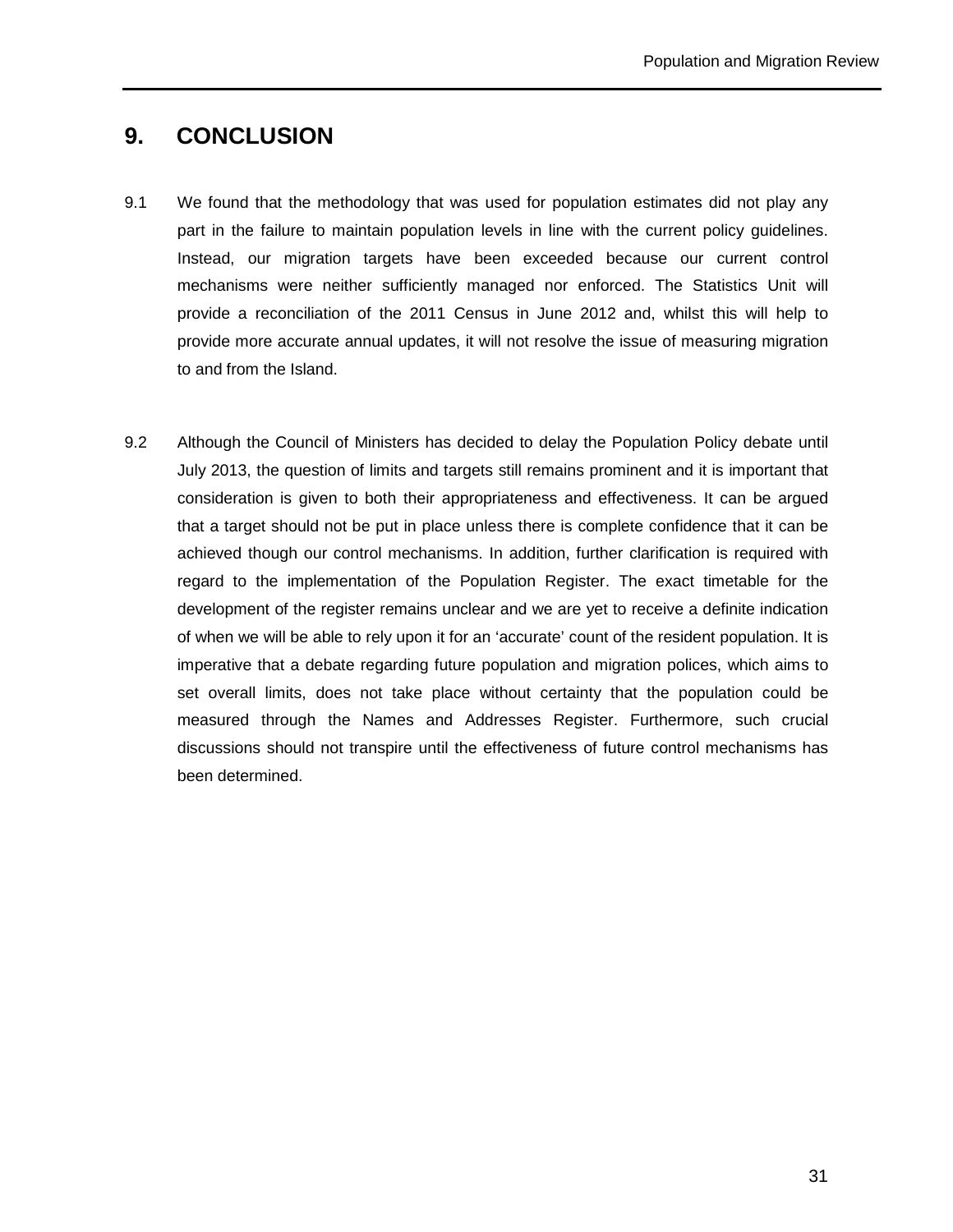# 9. CONCLUSION

9.1 We found that the methodology that was used for population estimates did not play any part in the failure to maintain population levels in line with the current policy guidelines. Instead, our migration targets have been exceeded because our current control mechanisms were neither sufficiently managed nor enforced. The Statistics Unit will provide a reconciliation of the 2011 Census in June 2012 and, whilst this will help to provide more accurate annual updates, it will not resolve the issue of measuring migration to and from the Island.

9.2 Although the Council of Ministers has decided to delay the Population Policy debate until July 2013, the question of limits and targets still remains prominent and it is important that consideration is given to both their appropriateness and effectiveness. It can be argued that a target should not be put in place unless there is complete confidence that it can be achieved though our control mechanisms. In addition, further clarification is required with regard to the implementation of the Population Register. The exact timetable for the development of the register remains unclear and we are yet to receive a definite indication of when we will be able to rely upon it for an 'accurate' count of the resident population. It is imperative that a debate regarding future population and migration polices, which aims to set overall limits, does not take place without certainty that the population could be measured through the Names and Addresses Register. Furthermore, such crucial discussions should not transpire until the effectiveness of future control mechanisms has been determined.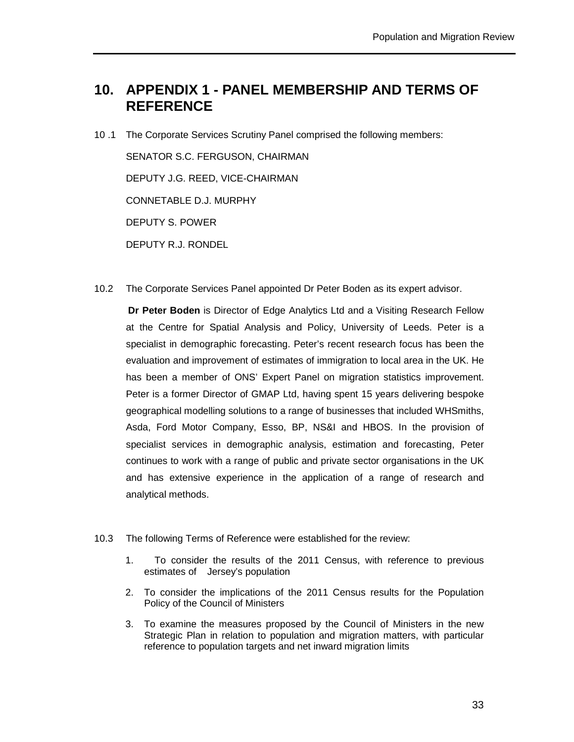# 10. APPENDIX 1 - PANEL MEMBERSHIP AND TERMS OF REFERENCE

10 .1 The Corporate Services Scrutiny Panel comprised the following members:

SENATOR S.C. FERGUSON, CHAIRMAN

DEPUTY J.G. REED, VICE-CHAIRMAN

CONNETABLE D.J. MURPHY

DEPUTY S. POWER

DEPUTY R.J. RONDEL

10.2 The Corporate Services Panel appointed Dr Peter Boden as its expert advisor.

**Dr Peter Boden** is Director of Edge Analytics Ltd and a Visiting Research Fellow at the Centre for Spatial Analysis and Policy, University of Leeds. Peter is a specialist in demographic forecasting. Peter's recent research focus has been the evaluation and improvement of estimates of immigration to local area in the UK. He has been a member of ONS' Expert Panel on migration statistics improvement. Peter is a former Director of GMAP Ltd, having spent 15 years delivering bespoke geographical modelling solutions to a range of businesses that included WHSmiths, Asda, Ford Motor Company, Esso, BP, NS&I and HBOS. In the provision of specialist services in demographic analysis, estimation and forecasting, Peter continues to work with a range of public and private sector organisations in the UK and has extensive experience in the application of a range of research and analytical methods.

10.3 The following Terms of Reference were established for the review:

1. To consider the results of the 2011 Census, with reference to previous estimates of Jersey's population
2. To consider the implications of the 2011 Census results for the Population Policy of the Council of Ministers
3. To examine the measures proposed by the Council of Ministers in the new Strategic Plan in relation to population and migration matters, with particular reference to population targets and net inward migration limits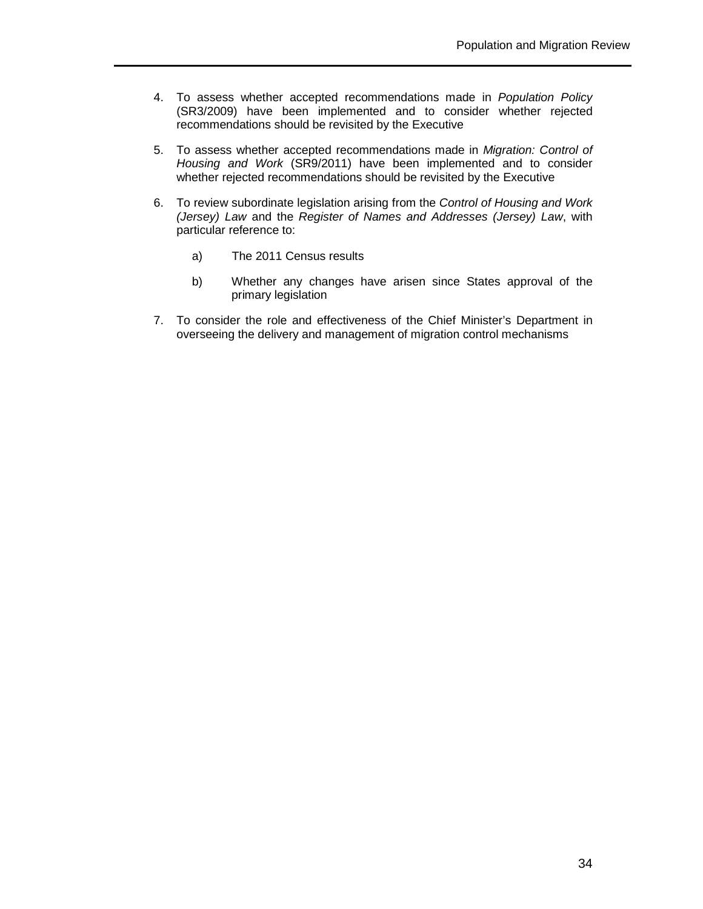4. To assess whether accepted recommendations made in *Population Policy* (SR3/2009) have been implemented and to consider whether rejected recommendations should be revisited by the Executive

5. To assess whether accepted recommendations made in *Migration: Control of Housing and Work* (SR9/2011) have been implemented and to consider whether rejected recommendations should be revisited by the Executive

6. To review subordinate legislation arising from the *Control of Housing and Work (Jersey) Law* and the *Register of Names and Addresses (Jersey) Law*, with particular reference to:

   a) The 2011 Census results

   b) Whether any changes have arisen since States approval of the primary legislation

7. To consider the role and effectiveness of the Chief Minister's Department in overseeing the delivery and management of migration control mechanisms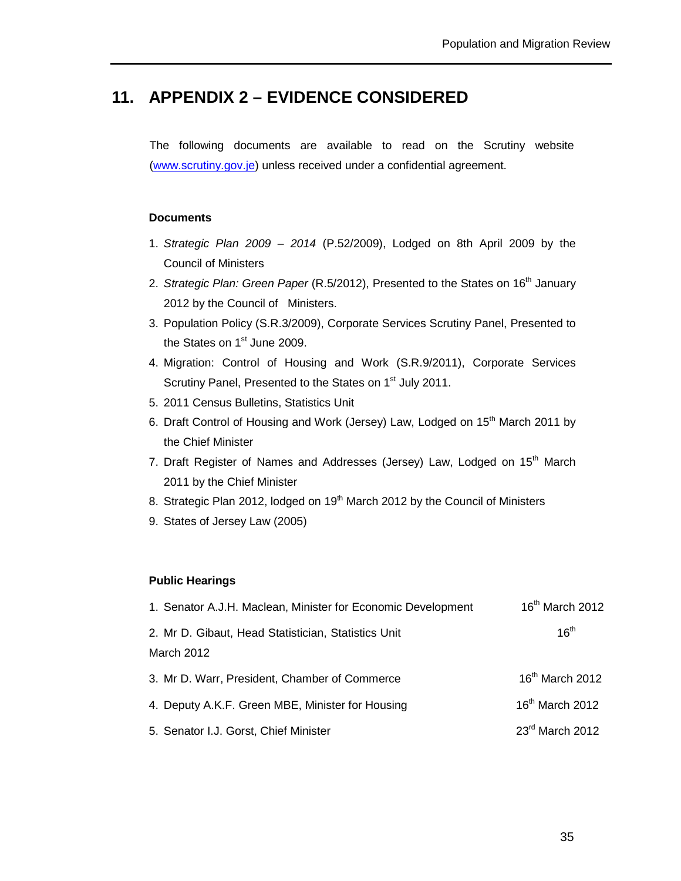## 11. APPENDIX 2 – EVIDENCE CONSIDERED

The following documents are available to read on the Scrutiny website (www.scrutiny.gov.je) unless received under a confidential agreement.

**Documents**

1. *Strategic Plan 2009 – 2014* (P.52/2009), Lodged on 8th April 2009 by the Council of Ministers
2. *Strategic Plan: Green Paper* (R.5/2012), Presented to the States on 16th January 2012 by the Council of Ministers.
3. Population Policy (S.R.3/2009), Corporate Services Scrutiny Panel, Presented to the States on 1st June 2009.
4. Migration: Control of Housing and Work (S.R.9/2011), Corporate Services Scrutiny Panel, Presented to the States on 1st July 2011.
5. 2011 Census Bulletins, Statistics Unit
6. Draft Control of Housing and Work (Jersey) Law, Lodged on 15th March 2011 by the Chief Minister
7. Draft Register of Names and Addresses (Jersey) Law, Lodged on 15th March 2011 by the Chief Minister
8. Strategic Plan 2012, lodged on 19th March 2012 by the Council of Ministers
9. States of Jersey Law (2005)

**Public Hearings**

1. Senator A.J.H. Maclean, Minister for Economic Development — 16th March 2012
2. Mr D. Gibaut, Head Statistician, Statistics Unit — 16th March 2012
3. Mr D. Warr, President, Chamber of Commerce — 16th March 2012
4. Deputy A.K.F. Green MBE, Minister for Housing — 16th March 2012
5. Senator I.J. Gorst, Chief Minister — 23rd March 2012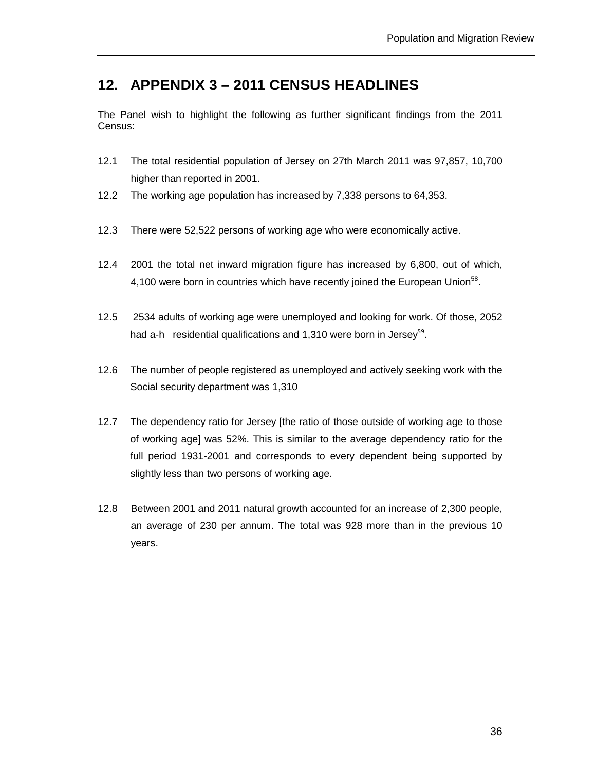## 12. APPENDIX 3 – 2011 CENSUS HEADLINES

The Panel wish to highlight the following as further significant findings from the 2011 Census:

12.1 The total residential population of Jersey on 27th March 2011 was 97,857, 10,700 higher than reported in 2001.

12.2 The working age population has increased by 7,338 persons to 64,353.

12.3 There were 52,522 persons of working age who were economically active.

12.4 2001 the total net inward migration figure has increased by 6,800, out of which, 4,100 were born in countries which have recently joined the European Union[58].

12.5 2534 adults of working age were unemployed and looking for work. Of those, 2052 had a-h residential qualifications and 1,310 were born in Jersey[59].

12.6 The number of people registered as unemployed and actively seeking work with the Social security department was 1,310

12.7 The dependency ratio for Jersey [the ratio of those outside of working age to those of working age] was 52%. This is similar to the average dependency ratio for the full period 1931-2001 and corresponds to every dependent being supported by slightly less than two persons of working age.

12.8 Between 2001 and 2011 natural growth accounted for an increase of 2,300 people, an average of 230 per annum. The total was 928 more than in the previous 10 years.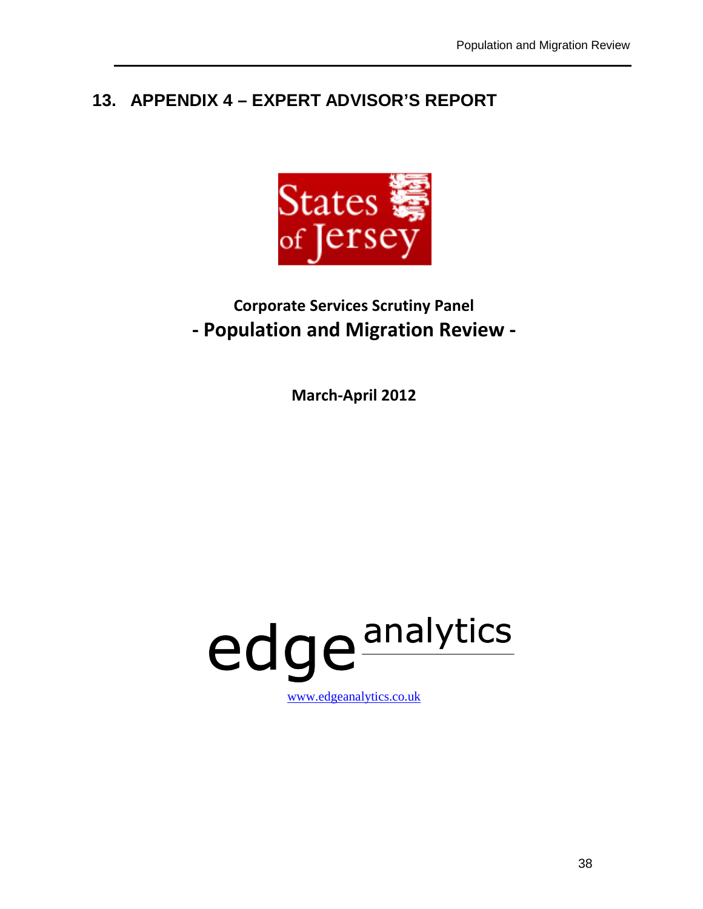# 13. APPENDIX 4 – EXPERT ADVISOR'S REPORT

States of Jersey

**Corporate Services Scrutiny Panel**

**- Population and Migration Review -**

**March-April 2012**

edge analytics

www.edgeanalytics.co.uk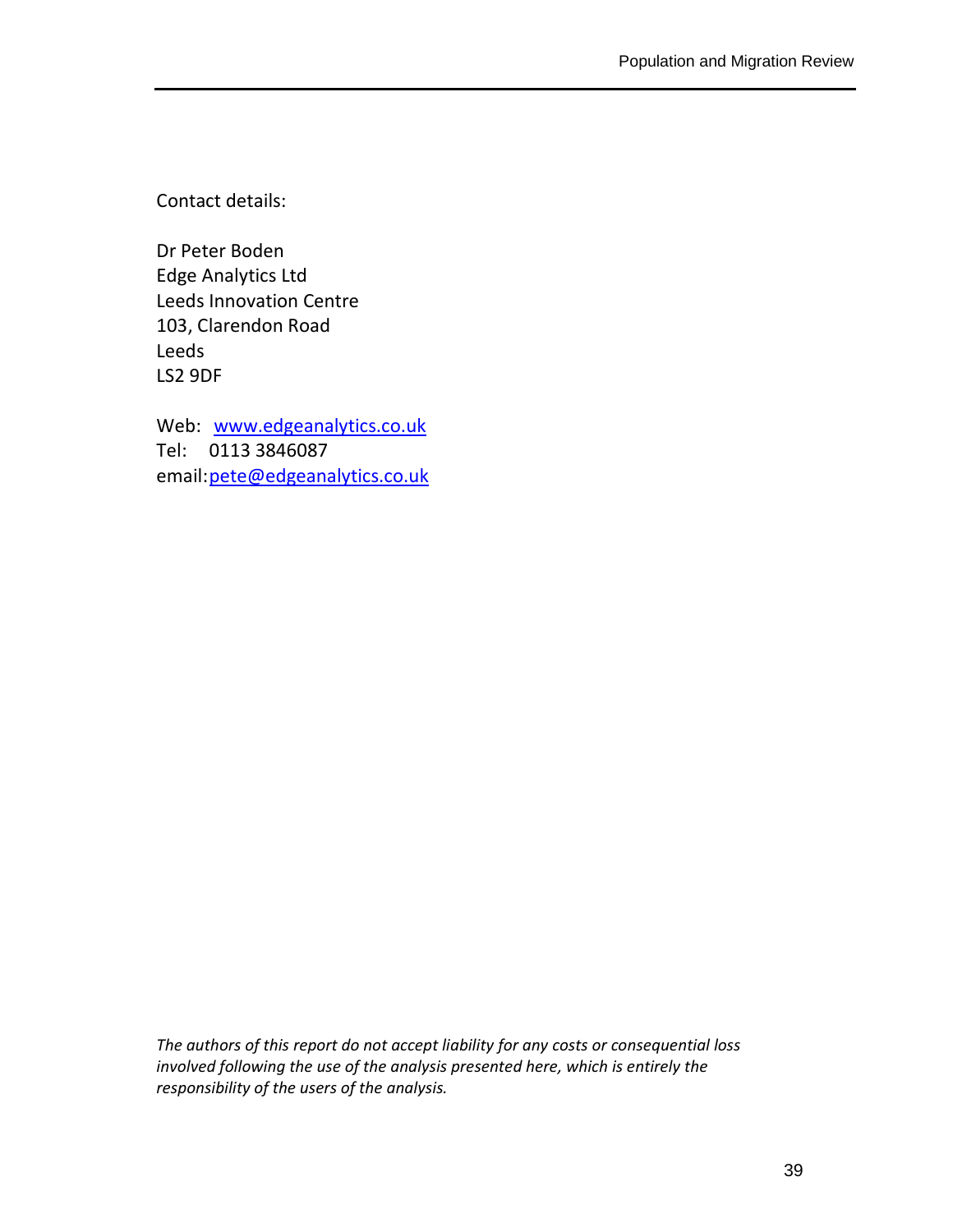Contact details:

Dr Peter Boden  
Edge Analytics Ltd  
Leeds Innovation Centre  
103, Clarendon Road  
Leeds  
LS2 9DF

Web: www.edgeanalytics.co.uk  
Tel: 0113 3846087  
email:pete@edgeanalytics.co.uk

*The authors of this report do not accept liability for any costs or consequential loss involved following the use of the analysis presented here, which is entirely the responsibility of the users of the analysis.*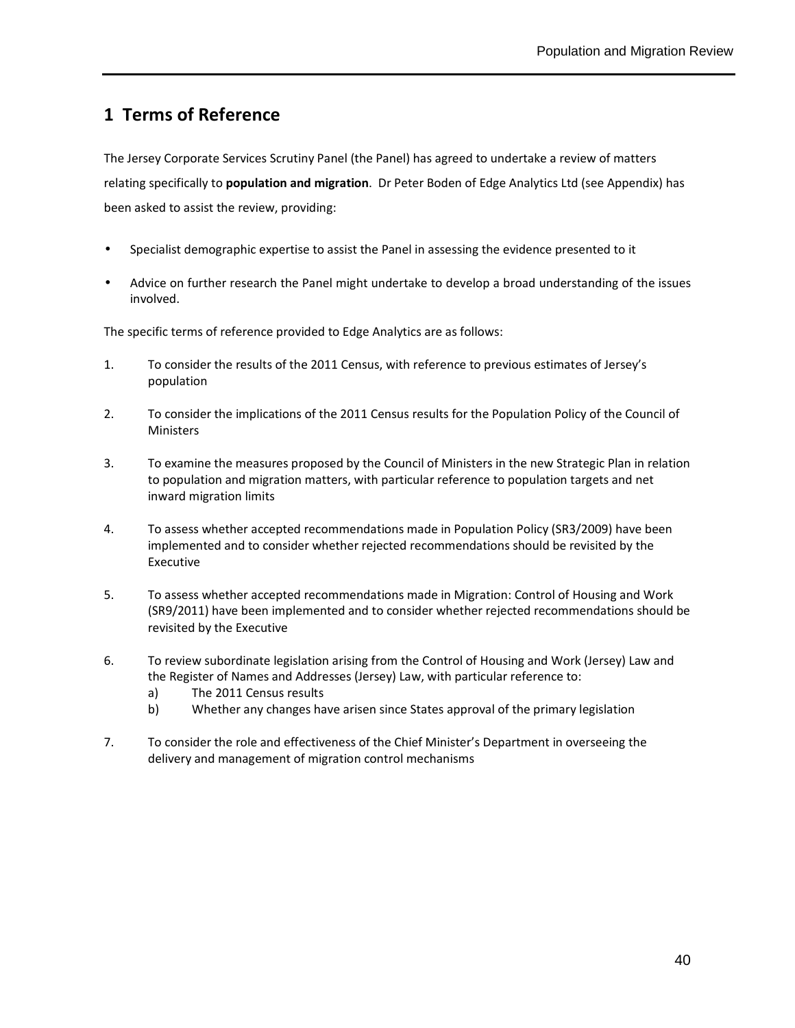# 1 Terms of Reference

The Jersey Corporate Services Scrutiny Panel (the Panel) has agreed to undertake a review of matters relating specifically to **population and migration**. Dr Peter Boden of Edge Analytics Ltd (see Appendix) has been asked to assist the review, providing:

- Specialist demographic expertise to assist the Panel in assessing the evidence presented to it
- Advice on further research the Panel might undertake to develop a broad understanding of the issues involved.

The specific terms of reference provided to Edge Analytics are as follows:

1. To consider the results of the 2011 Census, with reference to previous estimates of Jersey's population
2. To consider the implications of the 2011 Census results for the Population Policy of the Council of Ministers
3. To examine the measures proposed by the Council of Ministers in the new Strategic Plan in relation to population and migration matters, with particular reference to population targets and net inward migration limits
4. To assess whether accepted recommendations made in Population Policy (SR3/2009) have been implemented and to consider whether rejected recommendations should be revisited by the Executive
5. To assess whether accepted recommendations made in Migration: Control of Housing and Work (SR9/2011) have been implemented and to consider whether rejected recommendations should be revisited by the Executive
6. To review subordinate legislation arising from the Control of Housing and Work (Jersey) Law and the Register of Names and Addresses (Jersey) Law, with particular reference to:
    a) The 2011 Census results
    b) Whether any changes have arisen since States approval of the primary legislation
7. To consider the role and effectiveness of the Chief Minister's Department in overseeing the delivery and management of migration control mechanisms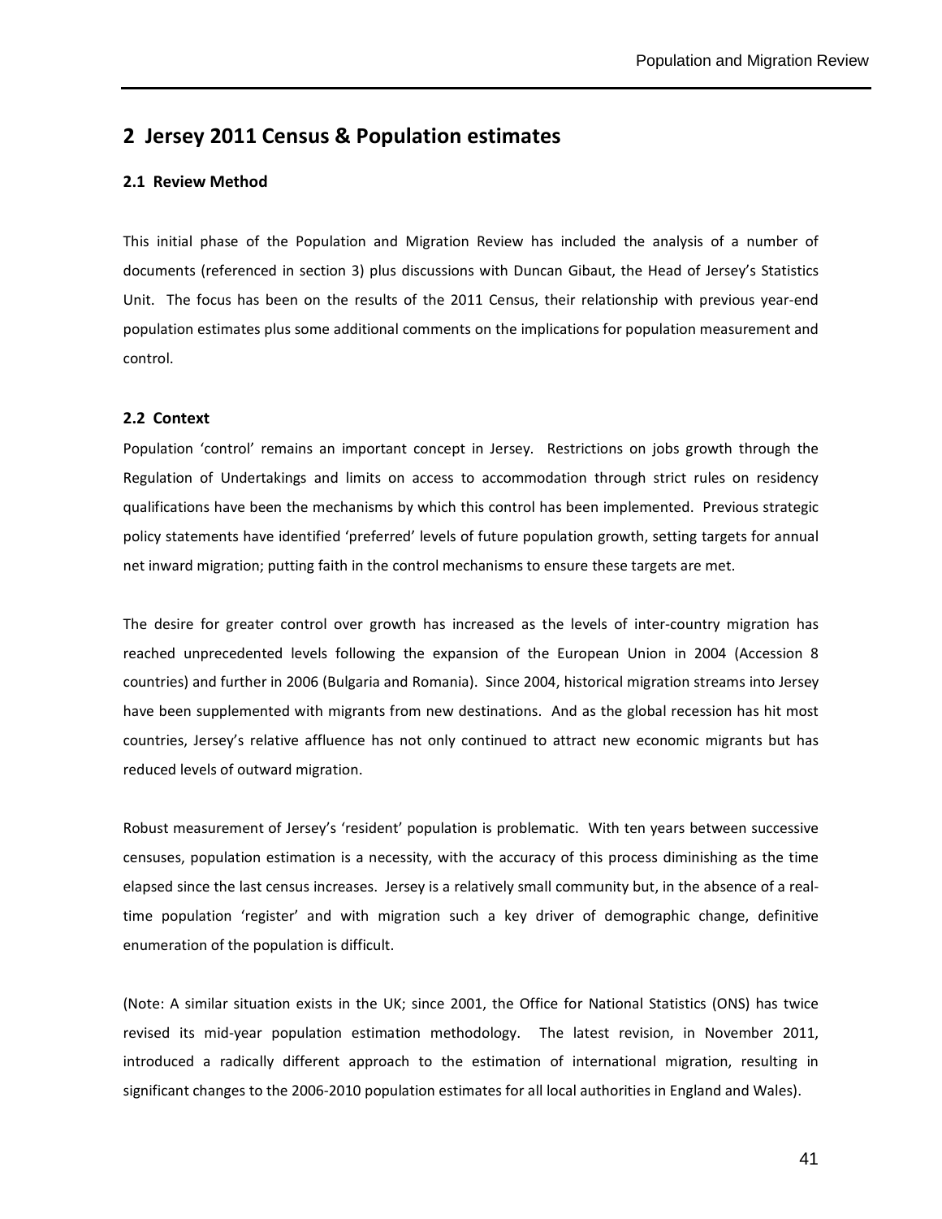## 2 Jersey 2011 Census & Population estimates

### 2.1 Review Method

This initial phase of the Population and Migration Review has included the analysis of a number of documents (referenced in section 3) plus discussions with Duncan Gibaut, the Head of Jersey's Statistics Unit. The focus has been on the results of the 2011 Census, their relationship with previous year-end population estimates plus some additional comments on the implications for population measurement and control.

### 2.2 Context

Population 'control' remains an important concept in Jersey. Restrictions on jobs growth through the Regulation of Undertakings and limits on access to accommodation through strict rules on residency qualifications have been the mechanisms by which this control has been implemented. Previous strategic policy statements have identified 'preferred' levels of future population growth, setting targets for annual net inward migration; putting faith in the control mechanisms to ensure these targets are met.

The desire for greater control over growth has increased as the levels of inter-country migration has reached unprecedented levels following the expansion of the European Union in 2004 (Accession 8 countries) and further in 2006 (Bulgaria and Romania). Since 2004, historical migration streams into Jersey have been supplemented with migrants from new destinations. And as the global recession has hit most countries, Jersey's relative affluence has not only continued to attract new economic migrants but has reduced levels of outward migration.

Robust measurement of Jersey's 'resident' population is problematic. With ten years between successive censuses, population estimation is a necessity, with the accuracy of this process diminishing as the time elapsed since the last census increases. Jersey is a relatively small community but, in the absence of a real-time population 'register' and with migration such a key driver of demographic change, definitive enumeration of the population is difficult.

(Note: A similar situation exists in the UK; since 2001, the Office for National Statistics (ONS) has twice revised its mid-year population estimation methodology. The latest revision, in November 2011, introduced a radically different approach to the estimation of international migration, resulting in significant changes to the 2006-2010 population estimates for all local authorities in England and Wales).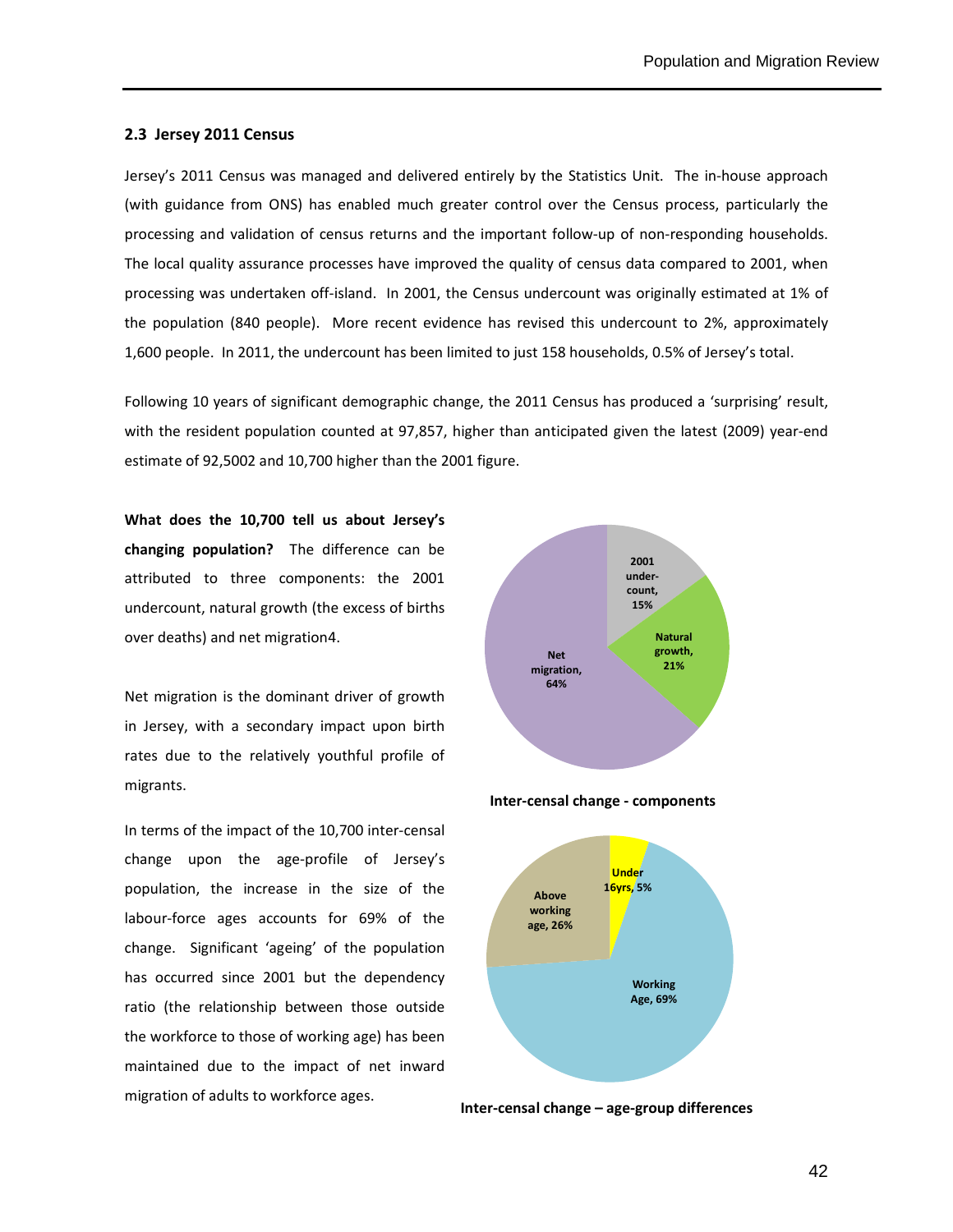### 2.3 Jersey 2011 Census

Jersey's 2011 Census was managed and delivered entirely by the Statistics Unit. The in-house approach (with guidance from ONS) has enabled much greater control over the Census process, particularly the processing and validation of census returns and the important follow-up of non-responding households. The local quality assurance processes have improved the quality of census data compared to 2001, when processing was undertaken off-island. In 2001, the Census undercount was originally estimated at 1% of the population (840 people). More recent evidence has revised this undercount to 2%, approximately 1,600 people. In 2011, the undercount has been limited to just 158 households, 0.5% of Jersey's total.

Following 10 years of significant demographic change, the 2011 Census has produced a 'surprising' result, with the resident population counted at 97,857, higher than anticipated given the latest (2009) year-end estimate of 92,500[2] and 10,700 higher than the 2001 figure.

**What does the 10,700 tell us about Jersey's changing population?** The difference can be attributed to three components: the 2001 undercount, natural growth (the excess of births over deaths) and net migration[4].

Net migration is the dominant driver of growth in Jersey, with a secondary impact upon birth rates due to the relatively youthful profile of migrants.

In terms of the impact of the 10,700 inter-censal change upon the age-profile of Jersey's population, the increase in the size of the labour-force ages accounts for 69% of the change. Significant 'ageing' of the population has occurred since 2001 but the dependency ratio (the relationship between those outside the workforce to those of working age) has been maintained due to the impact of net inward migration of adults to workforce ages.

| Component | Share |
|---|---|
| 2001 under-count | 15% |
| Natural growth | 21% |
| Net migration | 64% |

**Inter-censal change - components**

| Age group | Share |
|---|---|
| Under 16yrs | 5% |
| Working Age | 69% |
| Above working age | 26% |

**Inter-censal change – age-group differences**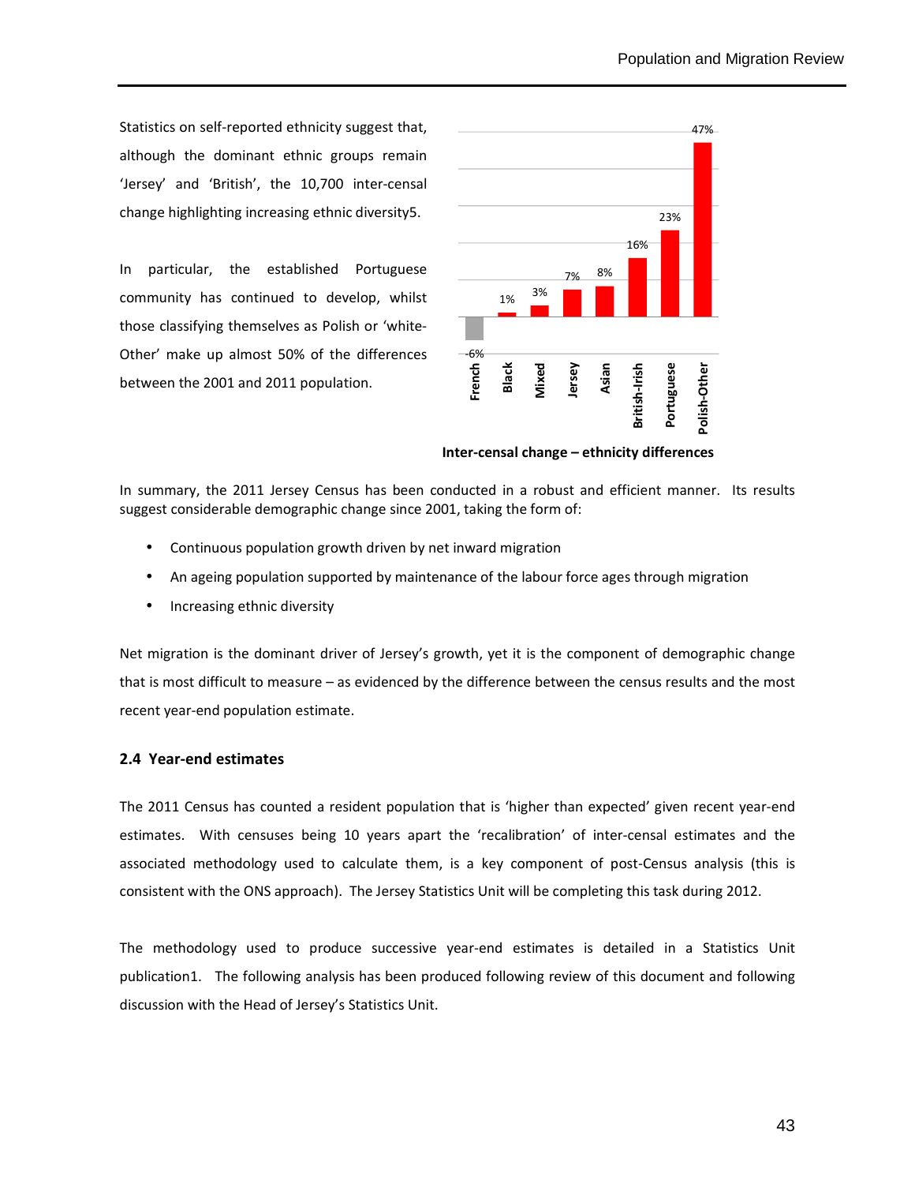Statistics on self-reported ethnicity suggest that, although the dominant ethnic groups remain 'Jersey' and 'British', the 10,700 inter-censal change highlighting increasing ethnic diversity5.

In particular, the established Portuguese community has continued to develop, whilst those classifying themselves as Polish or 'white-Other' make up almost 50% of the differences between the 2001 and 2011 population.

| French | Black | Mixed | Jersey | Asian | British-Irish | Portuguese | Polish-Other |
|---|---|---|---|---|---|---|---|
| -6% | 1% | 3% | 7% | 8% | 16% | 23% | 47% |

**Inter-censal change – ethnicity differences**

In summary, the 2011 Jersey Census has been conducted in a robust and efficient manner. Its results suggest considerable demographic change since 2001, taking the form of:

- Continuous population growth driven by net inward migration
- An ageing population supported by maintenance of the labour force ages through migration
- Increasing ethnic diversity

Net migration is the dominant driver of Jersey's growth, yet it is the component of demographic change that is most difficult to measure – as evidenced by the difference between the census results and the most recent year-end population estimate.

### 2.4 Year-end estimates

The 2011 Census has counted a resident population that is 'higher than expected' given recent year-end estimates. With censuses being 10 years apart the 'recalibration' of inter-censal estimates and the associated methodology used to calculate them, is a key component of post-Census analysis (this is consistent with the ONS approach). The Jersey Statistics Unit will be completing this task during 2012.

The methodology used to produce successive year-end estimates is detailed in a Statistics Unit publication1. The following analysis has been produced following review of this document and following discussion with the Head of Jersey's Statistics Unit.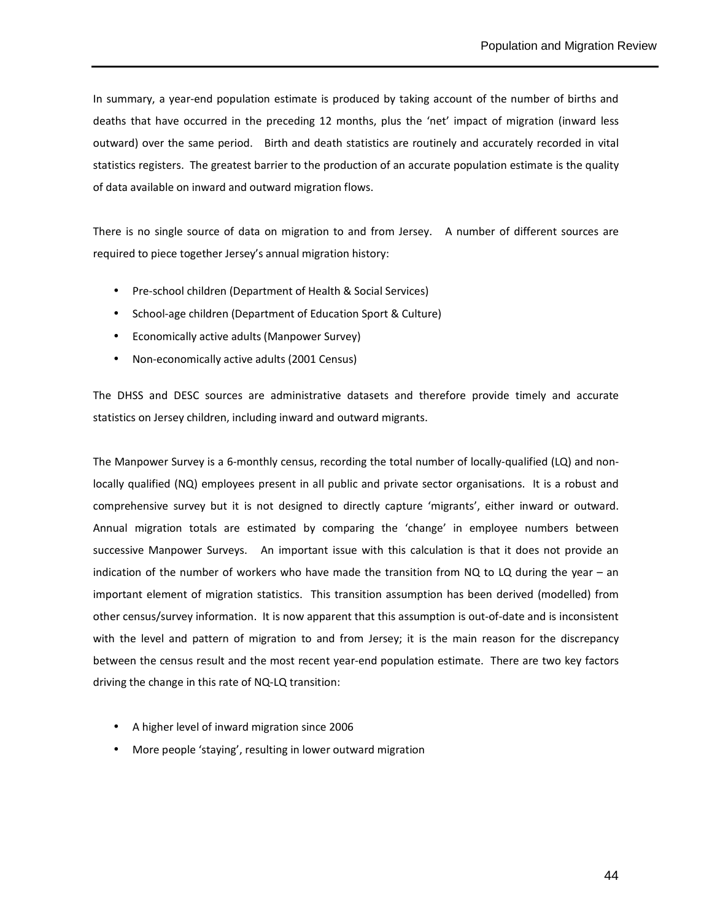In summary, a year-end population estimate is produced by taking account of the number of births and deaths that have occurred in the preceding 12 months, plus the 'net' impact of migration (inward less outward) over the same period. Birth and death statistics are routinely and accurately recorded in vital statistics registers. The greatest barrier to the production of an accurate population estimate is the quality of data available on inward and outward migration flows.

There is no single source of data on migration to and from Jersey. A number of different sources are required to piece together Jersey's annual migration history:

- Pre-school children (Department of Health & Social Services)
- School-age children (Department of Education Sport & Culture)
- Economically active adults (Manpower Survey)
- Non-economically active adults (2001 Census)

The DHSS and DESC sources are administrative datasets and therefore provide timely and accurate statistics on Jersey children, including inward and outward migrants.

The Manpower Survey is a 6-monthly census, recording the total number of locally-qualified (LQ) and non-locally qualified (NQ) employees present in all public and private sector organisations. It is a robust and comprehensive survey but it is not designed to directly capture 'migrants', either inward or outward. Annual migration totals are estimated by comparing the 'change' in employee numbers between successive Manpower Surveys. An important issue with this calculation is that it does not provide an indication of the number of workers who have made the transition from NQ to LQ during the year – an important element of migration statistics. This transition assumption has been derived (modelled) from other census/survey information. It is now apparent that this assumption is out-of-date and is inconsistent with the level and pattern of migration to and from Jersey; it is the main reason for the discrepancy between the census result and the most recent year-end population estimate. There are two key factors driving the change in this rate of NQ-LQ transition:

- A higher level of inward migration since 2006
- More people 'staying', resulting in lower outward migration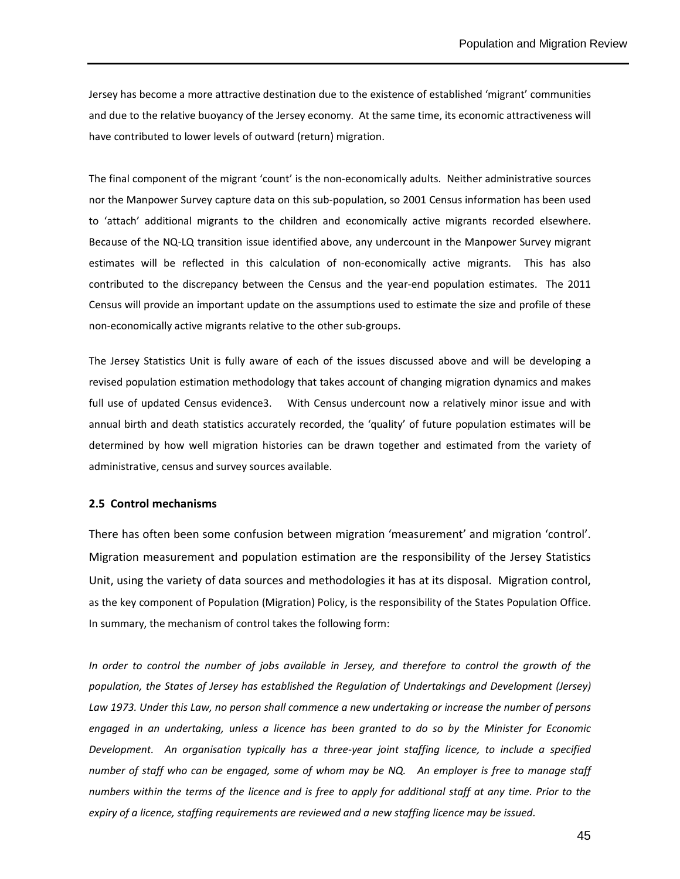Jersey has become a more attractive destination due to the existence of established 'migrant' communities and due to the relative buoyancy of the Jersey economy. At the same time, its economic attractiveness will have contributed to lower levels of outward (return) migration.

The final component of the migrant 'count' is the non-economically adults. Neither administrative sources nor the Manpower Survey capture data on this sub-population, so 2001 Census information has been used to 'attach' additional migrants to the children and economically active migrants recorded elsewhere. Because of the NQ-LQ transition issue identified above, any undercount in the Manpower Survey migrant estimates will be reflected in this calculation of non-economically active migrants. This has also contributed to the discrepancy between the Census and the year-end population estimates. The 2011 Census will provide an important update on the assumptions used to estimate the size and profile of these non-economically active migrants relative to the other sub-groups.

The Jersey Statistics Unit is fully aware of each of the issues discussed above and will be developing a revised population estimation methodology that takes account of changing migration dynamics and makes full use of updated Census evidence[3]. With Census undercount now a relatively minor issue and with annual birth and death statistics accurately recorded, the 'quality' of future population estimates will be determined by how well migration histories can be drawn together and estimated from the variety of administrative, census and survey sources available.

### 2.5 Control mechanisms

There has often been some confusion between migration 'measurement' and migration 'control'. Migration measurement and population estimation are the responsibility of the Jersey Statistics Unit, using the variety of data sources and methodologies it has at its disposal. Migration control, as the key component of Population (Migration) Policy, is the responsibility of the States Population Office. In summary, the mechanism of control takes the following form:

*In order to control the number of jobs available in Jersey, and therefore to control the growth of the population, the States of Jersey has established the Regulation of Undertakings and Development (Jersey) Law 1973. Under this Law, no person shall commence a new undertaking or increase the number of persons engaged in an undertaking, unless a licence has been granted to do so by the Minister for Economic Development. An organisation typically has a three-year joint staffing licence, to include a specified number of staff who can be engaged, some of whom may be NQ. An employer is free to manage staff numbers within the terms of the licence and is free to apply for additional staff at any time. Prior to the expiry of a licence, staffing requirements are reviewed and a new staffing licence may be issued.*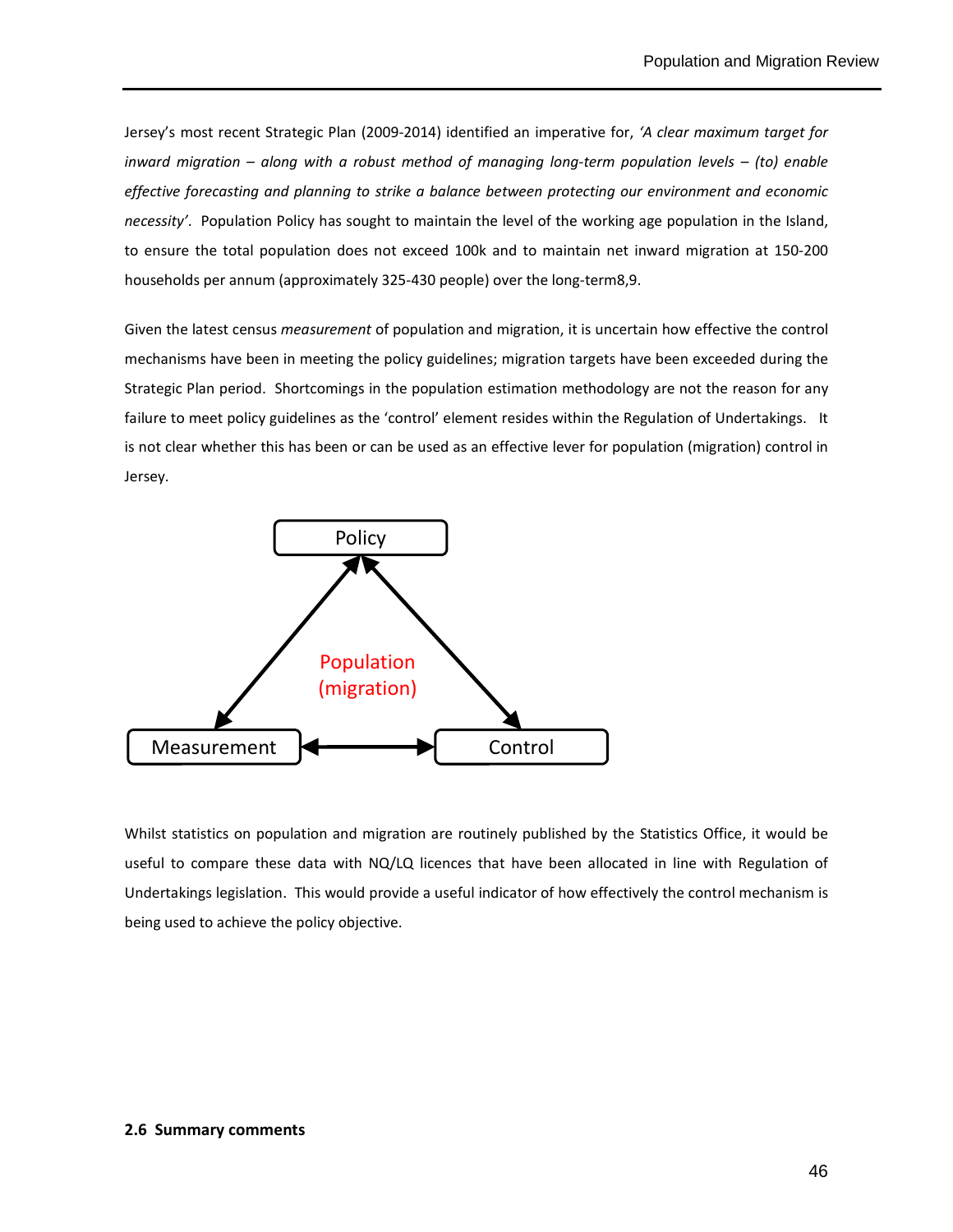Jersey's most recent Strategic Plan (2009-2014) identified an imperative for, *'A clear maximum target for inward migration – along with a robust method of managing long-term population levels – (to) enable effective forecasting and planning to strike a balance between protecting our environment and economic necessity'*. Population Policy has sought to maintain the level of the working age population in the Island, to ensure the total population does not exceed 100k and to maintain net inward migration at 150-200 households per annum (approximately 325-430 people) over the long-term[8,9].

Given the latest census *measurement* of population and migration, it is uncertain how effective the control mechanisms have been in meeting the policy guidelines; migration targets have been exceeded during the Strategic Plan period. Shortcomings in the population estimation methodology are not the reason for any failure to meet policy guidelines as the 'control' element resides within the Regulation of Undertakings. It is not clear whether this has been or can be used as an effective lever for population (migration) control in Jersey.

Policy

Population (migration)

Measurement

Control

Whilst statistics on population and migration are routinely published by the Statistics Office, it would be useful to compare these data with NQ/LQ licences that have been allocated in line with Regulation of Undertakings legislation. This would provide a useful indicator of how effectively the control mechanism is being used to achieve the policy objective.

### 2.6 Summary comments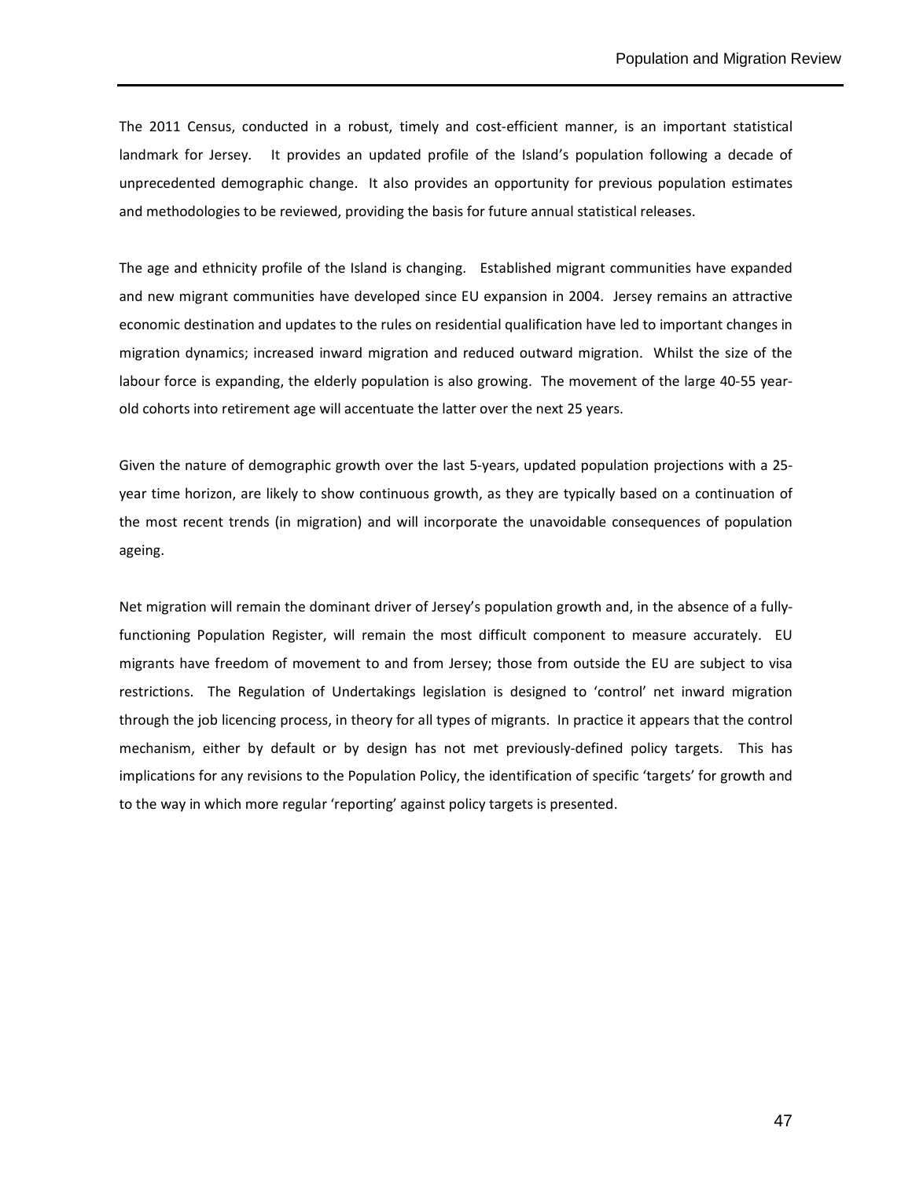The 2011 Census, conducted in a robust, timely and cost-efficient manner, is an important statistical landmark for Jersey. It provides an updated profile of the Island's population following a decade of unprecedented demographic change. It also provides an opportunity for previous population estimates and methodologies to be reviewed, providing the basis for future annual statistical releases.

The age and ethnicity profile of the Island is changing. Established migrant communities have expanded and new migrant communities have developed since EU expansion in 2004. Jersey remains an attractive economic destination and updates to the rules on residential qualification have led to important changes in migration dynamics; increased inward migration and reduced outward migration. Whilst the size of the labour force is expanding, the elderly population is also growing. The movement of the large 40-55 year-old cohorts into retirement age will accentuate the latter over the next 25 years.

Given the nature of demographic growth over the last 5-years, updated population projections with a 25-year time horizon, are likely to show continuous growth, as they are typically based on a continuation of the most recent trends (in migration) and will incorporate the unavoidable consequences of population ageing.

Net migration will remain the dominant driver of Jersey's population growth and, in the absence of a fully-functioning Population Register, will remain the most difficult component to measure accurately. EU migrants have freedom of movement to and from Jersey; those from outside the EU are subject to visa restrictions. The Regulation of Undertakings legislation is designed to 'control' net inward migration through the job licencing process, in theory for all types of migrants. In practice it appears that the control mechanism, either by default or by design has not met previously-defined policy targets. This has implications for any revisions to the Population Policy, the identification of specific 'targets' for growth and to the way in which more regular 'reporting' against policy targets is presented.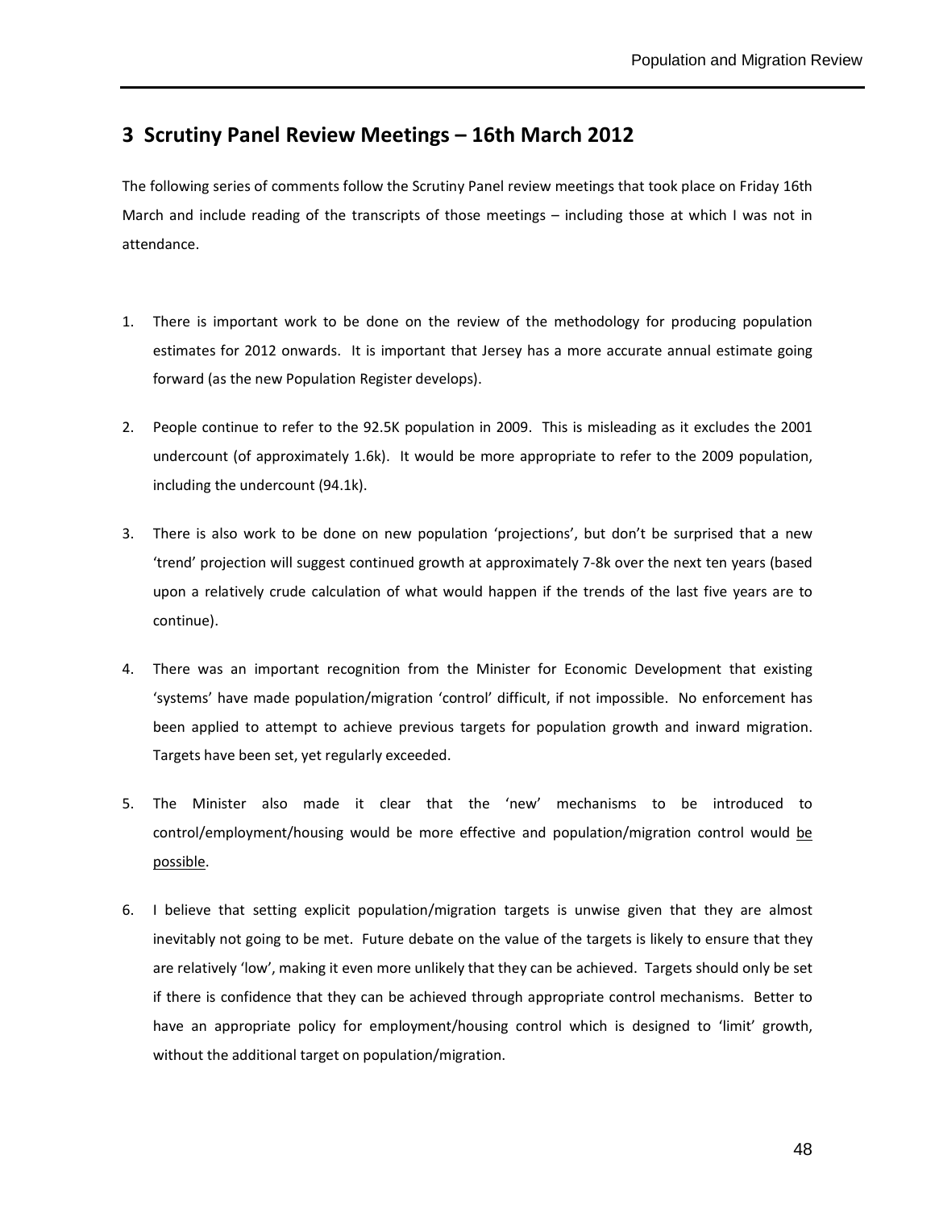## 3 Scrutiny Panel Review Meetings – 16th March 2012

The following series of comments follow the Scrutiny Panel review meetings that took place on Friday 16th March and include reading of the transcripts of those meetings – including those at which I was not in attendance.

1. There is important work to be done on the review of the methodology for producing population estimates for 2012 onwards. It is important that Jersey has a more accurate annual estimate going forward (as the new Population Register develops).

2. People continue to refer to the 92.5K population in 2009. This is misleading as it excludes the 2001 undercount (of approximately 1.6k). It would be more appropriate to refer to the 2009 population, including the undercount (94.1k).

3. There is also work to be done on new population 'projections', but don't be surprised that a new 'trend' projection will suggest continued growth at approximately 7-8k over the next ten years (based upon a relatively crude calculation of what would happen if the trends of the last five years are to continue).

4. There was an important recognition from the Minister for Economic Development that existing 'systems' have made population/migration 'control' difficult, if not impossible. No enforcement has been applied to attempt to achieve previous targets for population growth and inward migration. Targets have been set, yet regularly exceeded.

5. The Minister also made it clear that the 'new' mechanisms to be introduced to control/employment/housing would be more effective and population/migration control would <u>be possible</u>.

6. I believe that setting explicit population/migration targets is unwise given that they are almost inevitably not going to be met. Future debate on the value of the targets is likely to ensure that they are relatively 'low', making it even more unlikely that they can be achieved. Targets should only be set if there is confidence that they can be achieved through appropriate control mechanisms. Better to have an appropriate policy for employment/housing control which is designed to 'limit' growth, without the additional target on population/migration.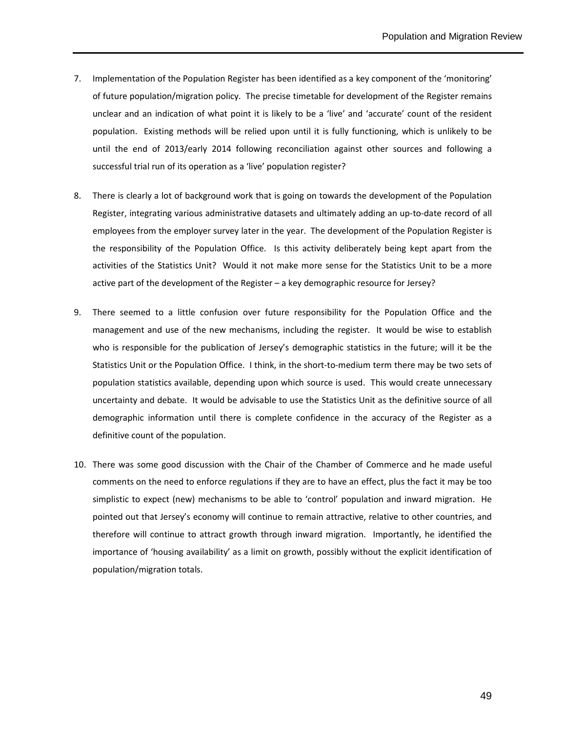7. Implementation of the Population Register has been identified as a key component of the 'monitoring' of future population/migration policy. The precise timetable for development of the Register remains unclear and an indication of what point it is likely to be a 'live' and 'accurate' count of the resident population. Existing methods will be relied upon until it is fully functioning, which is unlikely to be until the end of 2013/early 2014 following reconciliation against other sources and following a successful trial run of its operation as a 'live' population register?

8. There is clearly a lot of background work that is going on towards the development of the Population Register, integrating various administrative datasets and ultimately adding an up-to-date record of all employees from the employer survey later in the year. The development of the Population Register is the responsibility of the Population Office. Is this activity deliberately being kept apart from the activities of the Statistics Unit? Would it not make more sense for the Statistics Unit to be a more active part of the development of the Register – a key demographic resource for Jersey?

9. There seemed to a little confusion over future responsibility for the Population Office and the management and use of the new mechanisms, including the register. It would be wise to establish who is responsible for the publication of Jersey's demographic statistics in the future; will it be the Statistics Unit or the Population Office. I think, in the short-to-medium term there may be two sets of population statistics available, depending upon which source is used. This would create unnecessary uncertainty and debate. It would be advisable to use the Statistics Unit as the definitive source of all demographic information until there is complete confidence in the accuracy of the Register as a definitive count of the population.

10. There was some good discussion with the Chair of the Chamber of Commerce and he made useful comments on the need to enforce regulations if they are to have an effect, plus the fact it may be too simplistic to expect (new) mechanisms to be able to 'control' population and inward migration. He pointed out that Jersey's economy will continue to remain attractive, relative to other countries, and therefore will continue to attract growth through inward migration. Importantly, he identified the importance of 'housing availability' as a limit on growth, possibly without the explicit identification of population/migration totals.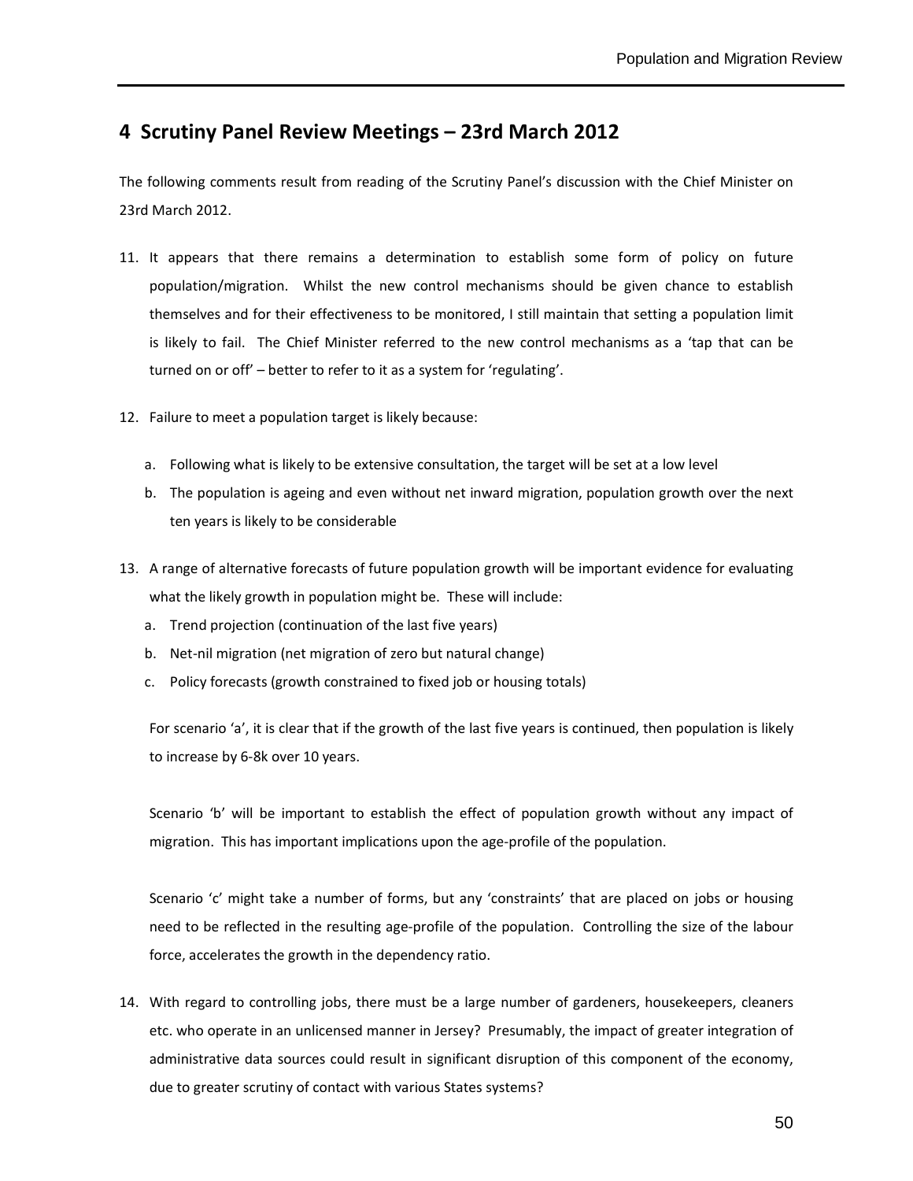## 4 Scrutiny Panel Review Meetings – 23rd March 2012

The following comments result from reading of the Scrutiny Panel's discussion with the Chief Minister on 23rd March 2012.

11. It appears that there remains a determination to establish some form of policy on future population/migration. Whilst the new control mechanisms should be given chance to establish themselves and for their effectiveness to be monitored, I still maintain that setting a population limit is likely to fail. The Chief Minister referred to the new control mechanisms as a 'tap that can be turned on or off' – better to refer to it as a system for 'regulating'.

12. Failure to meet a population target is likely because:

    a. Following what is likely to be extensive consultation, the target will be set at a low level
    b. The population is ageing and even without net inward migration, population growth over the next ten years is likely to be considerable

13. A range of alternative forecasts of future population growth will be important evidence for evaluating what the likely growth in population might be. These will include:

    a. Trend projection (continuation of the last five years)
    b. Net-nil migration (net migration of zero but natural change)
    c. Policy forecasts (growth constrained to fixed job or housing totals)

    For scenario 'a', it is clear that if the growth of the last five years is continued, then population is likely to increase by 6-8k over 10 years.

    Scenario 'b' will be important to establish the effect of population growth without any impact of migration. This has important implications upon the age-profile of the population.

    Scenario 'c' might take a number of forms, but any 'constraints' that are placed on jobs or housing need to be reflected in the resulting age-profile of the population. Controlling the size of the labour force, accelerates the growth in the dependency ratio.

14. With regard to controlling jobs, there must be a large number of gardeners, housekeepers, cleaners etc. who operate in an unlicensed manner in Jersey? Presumably, the impact of greater integration of administrative data sources could result in significant disruption of this component of the economy, due to greater scrutiny of contact with various States systems?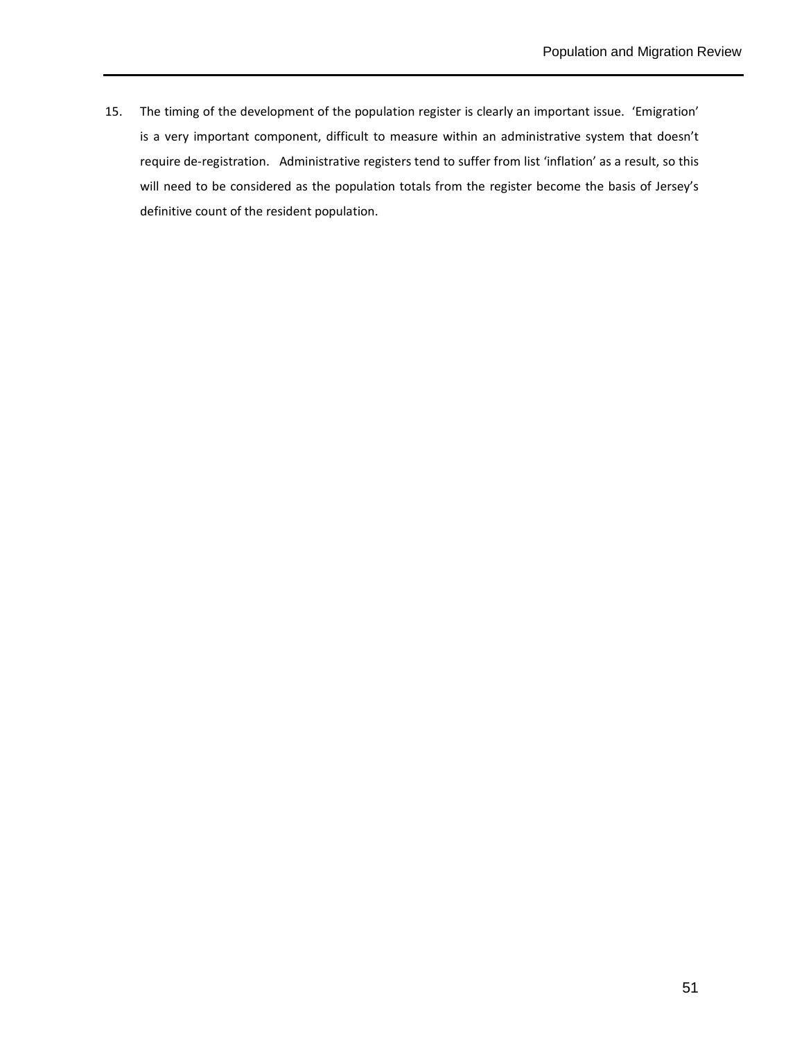15. The timing of the development of the population register is clearly an important issue. 'Emigration' is a very important component, difficult to measure within an administrative system that doesn't require de-registration. Administrative registers tend to suffer from list 'inflation' as a result, so this will need to be considered as the population totals from the register become the basis of Jersey's definitive count of the resident population.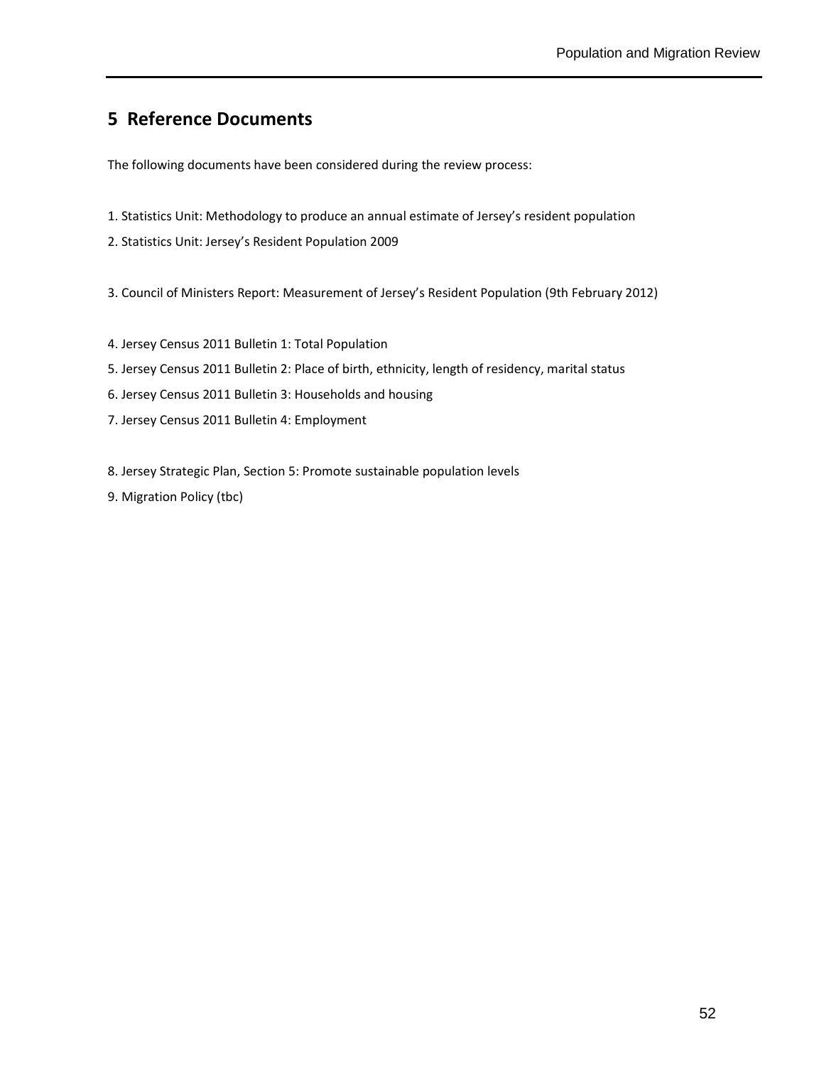# 5 Reference Documents

The following documents have been considered during the review process:

1. Statistics Unit: Methodology to produce an annual estimate of Jersey's resident population
2. Statistics Unit: Jersey's Resident Population 2009

3. Council of Ministers Report: Measurement of Jersey's Resident Population (9th February 2012)

4. Jersey Census 2011 Bulletin 1: Total Population
5. Jersey Census 2011 Bulletin 2: Place of birth, ethnicity, length of residency, marital status
6. Jersey Census 2011 Bulletin 3: Households and housing
7. Jersey Census 2011 Bulletin 4: Employment

8. Jersey Strategic Plan, Section 5: Promote sustainable population levels
9. Migration Policy (tbc)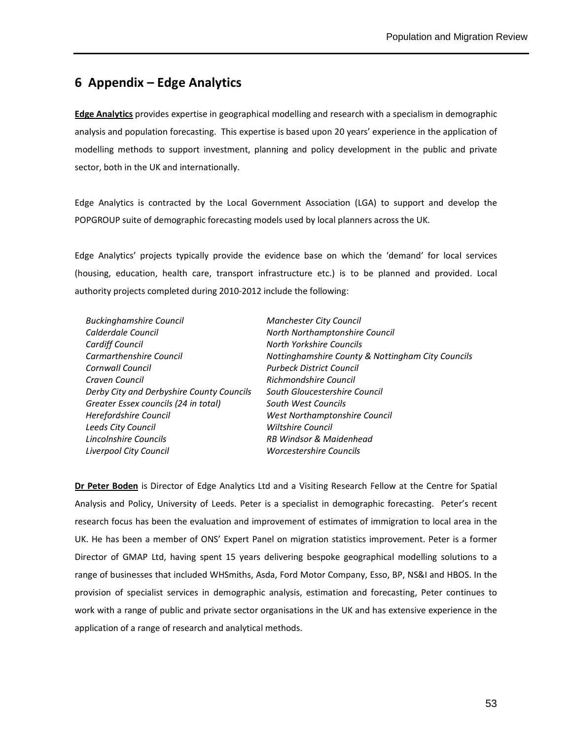# 6 Appendix – Edge Analytics

**Edge Analytics** provides expertise in geographical modelling and research with a specialism in demographic analysis and population forecasting. This expertise is based upon 20 years' experience in the application of modelling methods to support investment, planning and policy development in the public and private sector, both in the UK and internationally.

Edge Analytics is contracted by the Local Government Association (LGA) to support and develop the POPGROUP suite of demographic forecasting models used by local planners across the UK.

Edge Analytics' projects typically provide the evidence base on which the 'demand' for local services (housing, education, health care, transport infrastructure etc.) is to be planned and provided. Local authority projects completed during 2010-2012 include the following:

*Buckinghamshire Council*
*Calderdale Council*
*Cardiff Council*
*Carmarthenshire Council*
*Cornwall Council*
*Craven Council*
*Derby City and Derbyshire County Councils*
*Greater Essex councils (24 in total)*
*Herefordshire Council*
*Leeds City Council*
*Lincolnshire Councils*
*Liverpool City Council*
*Manchester City Council*
*North Northamptonshire Council*
*North Yorkshire Councils*
*Nottinghamshire County & Nottingham City Councils*
*Purbeck District Council*
*Richmondshire Council*
*South Gloucestershire Council*
*South West Councils*
*West Northamptonshire Council*
*Wiltshire Council*
*RB Windsor & Maidenhead*
*Worcestershire Councils*

**Dr Peter Boden** is Director of Edge Analytics Ltd and a Visiting Research Fellow at the Centre for Spatial Analysis and Policy, University of Leeds. Peter is a specialist in demographic forecasting. Peter's recent research focus has been the evaluation and improvement of estimates of immigration to local area in the UK. He has been a member of ONS' Expert Panel on migration statistics improvement. Peter is a former Director of GMAP Ltd, having spent 15 years delivering bespoke geographical modelling solutions to a range of businesses that included WHSmiths, Asda, Ford Motor Company, Esso, BP, NS&I and HBOS. In the provision of specialist services in demographic analysis, estimation and forecasting, Peter continues to work with a range of public and private sector organisations in the UK and has extensive experience in the application of a range of research and analytical methods.